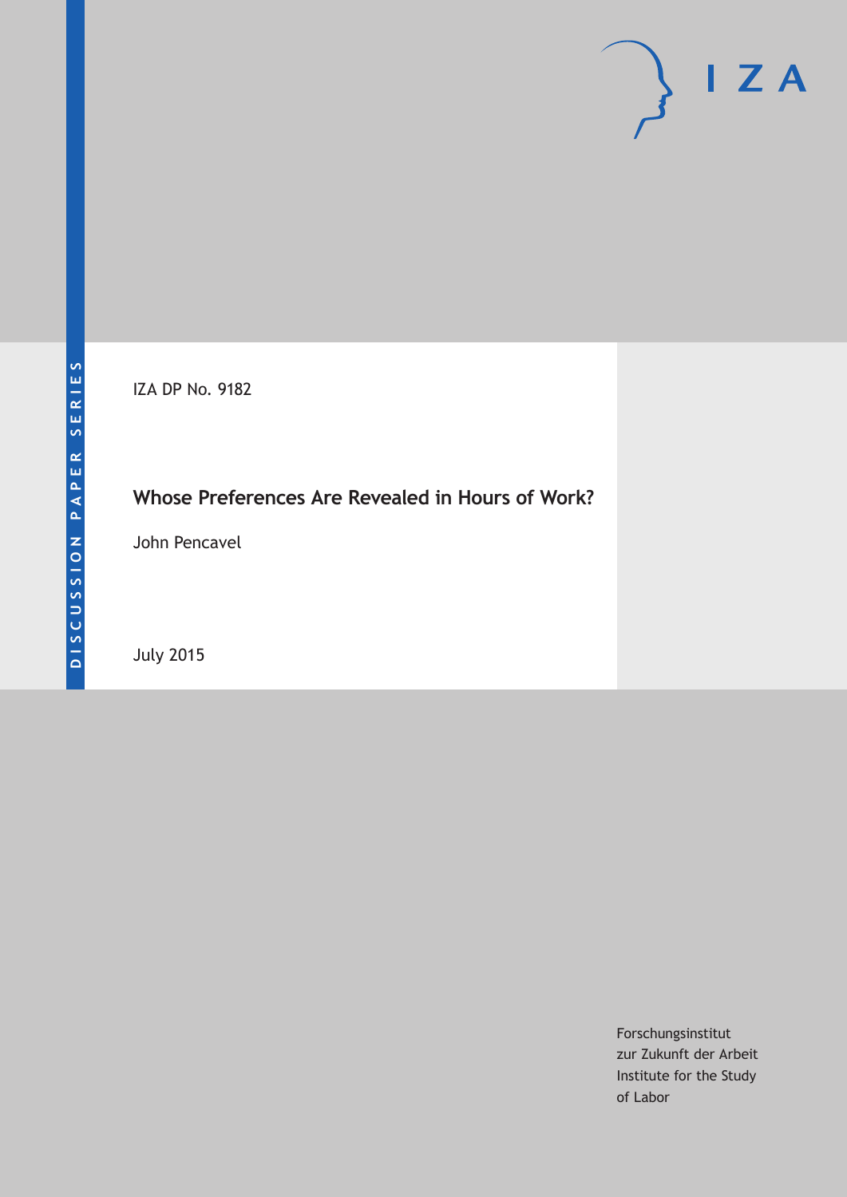DISCUSSION PAPER SERIES

IZA DP No. 9182

# Whose Preferences Are Revealed in Hours of Work?

John Pencavel

July 2015

Forschungsinstitut
zur Zukunft der Arbeit
Institute for the Study
of Labor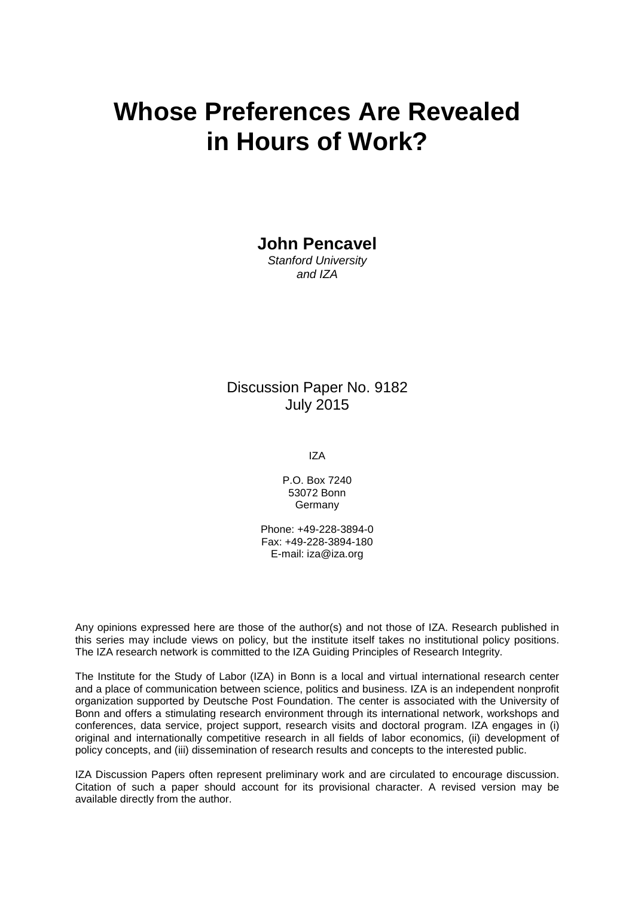# Whose Preferences Are Revealed in Hours of Work?

**John Pencavel**
*Stanford University*
*and IZA*

Discussion Paper No. 9182
July 2015

IZA

P.O. Box 7240
53072 Bonn
Germany

Phone: +49-228-3894-0
Fax: +49-228-3894-180
E-mail: iza@iza.org

Any opinions expressed here are those of the author(s) and not those of IZA. Research published in this series may include views on policy, but the institute itself takes no institutional policy positions. The IZA research network is committed to the IZA Guiding Principles of Research Integrity.

The Institute for the Study of Labor (IZA) in Bonn is a local and virtual international research center and a place of communication between science, politics and business. IZA is an independent nonprofit organization supported by Deutsche Post Foundation. The center is associated with the University of Bonn and offers a stimulating research environment through its international network, workshops and conferences, data service, project support, research visits and doctoral program. IZA engages in (i) original and internationally competitive research in all fields of labor economics, (ii) development of policy concepts, and (iii) dissemination of research results and concepts to the interested public.

IZA Discussion Papers often represent preliminary work and are circulated to encourage discussion. Citation of such a paper should account for its provisional character. A revised version may be available directly from the author.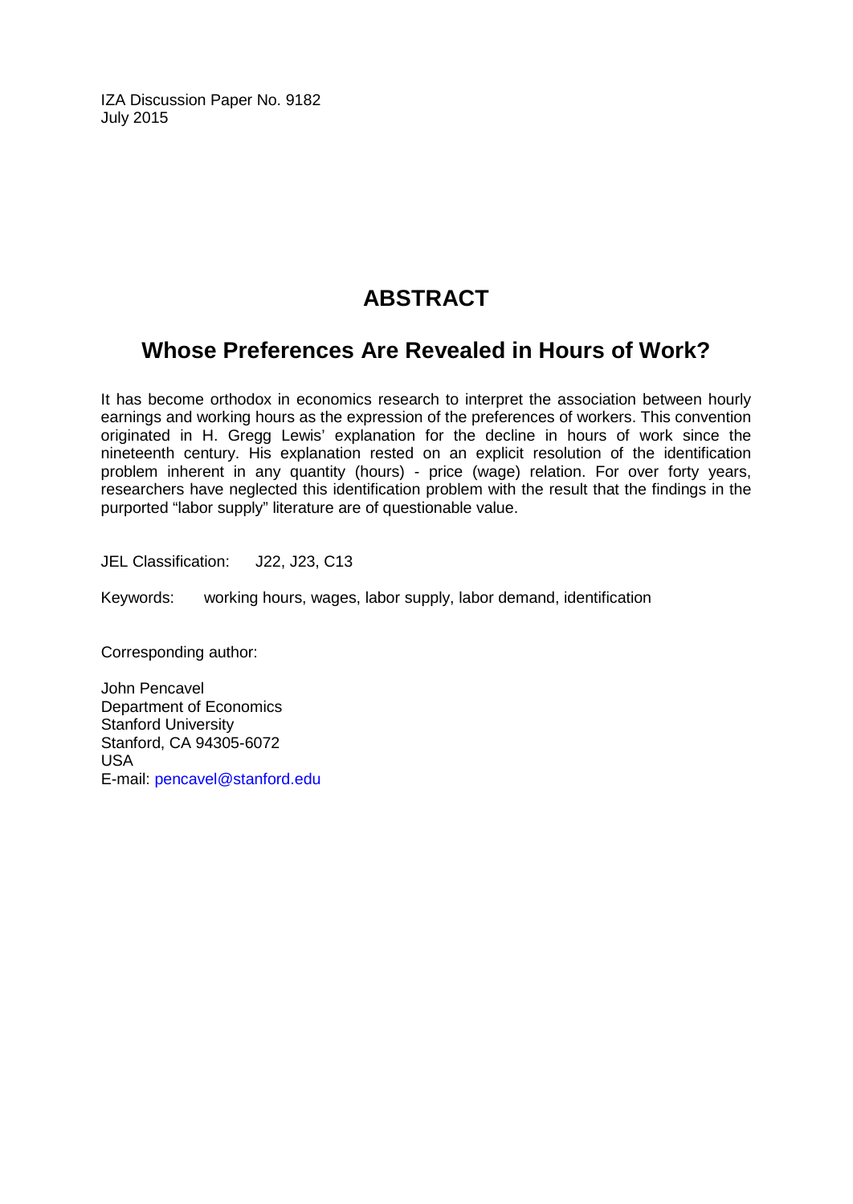IZA Discussion Paper No. 9182
July 2015

# ABSTRACT

## Whose Preferences Are Revealed in Hours of Work?

It has become orthodox in economics research to interpret the association between hourly earnings and working hours as the expression of the preferences of workers. This convention originated in H. Gregg Lewis' explanation for the decline in hours of work since the nineteenth century. His explanation rested on an explicit resolution of the identification problem inherent in any quantity (hours) - price (wage) relation. For over forty years, researchers have neglected this identification problem with the result that the findings in the purported "labor supply" literature are of questionable value.

JEL Classification: J22, J23, C13

Keywords: working hours, wages, labor supply, labor demand, identification

Corresponding author:

John Pencavel
Department of Economics
Stanford University
Stanford, CA 94305-6072
USA
E-mail: pencavel@stanford.edu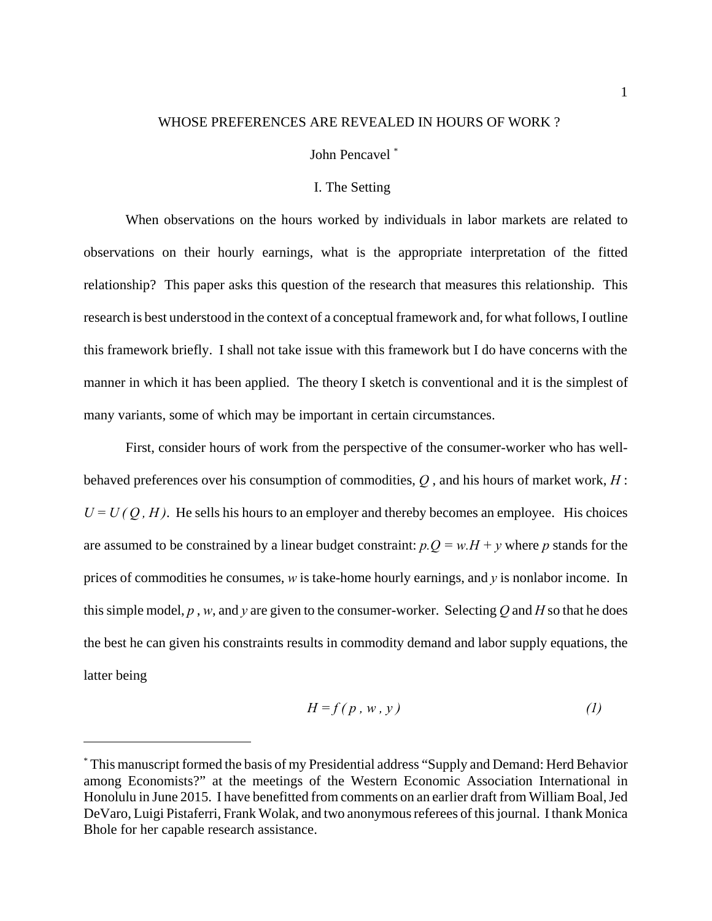# WHOSE PREFERENCES ARE REVEALED IN HOURS OF WORK ?

John Pencavel [*]

## I. The Setting

When observations on the hours worked by individuals in labor markets are related to observations on their hourly earnings, what is the appropriate interpretation of the fitted relationship? This paper asks this question of the research that measures this relationship. This research is best understood in the context of a conceptual framework and, for what follows, I outline this framework briefly. I shall not take issue with this framework but I do have concerns with the manner in which it has been applied. The theory I sketch is conventional and it is the simplest of many variants, some of which may be important in certain circumstances.

First, consider hours of work from the perspective of the consumer-worker who has well-behaved preferences over his consumption of commodities, $Q$ , and his hours of market work, $H$ : $U = U(Q, H)$. He sells his hours to an employer and thereby becomes an employee. His choices are assumed to be constrained by a linear budget constraint: $p.Q = w.H + y$ where $p$ stands for the prices of commodities he consumes, $w$ is take-home hourly earnings, and $y$ is nonlabor income. In this simple model, $p$ , $w$, and $y$ are given to the consumer-worker. Selecting $Q$ and $H$ so that he does the best he can given his constraints results in commodity demand and labor supply equations, the latter being

$$H = f(p, w, y) \qquad (1)$$

---

[*] This manuscript formed the basis of my Presidential address "Supply and Demand: Herd Behavior among Economists?" at the meetings of the Western Economic Association International in Honolulu in June 2015. I have benefitted from comments on an earlier draft from William Boal, Jed DeVaro, Luigi Pistaferri, Frank Wolak, and two anonymous referees of this journal. I thank Monica Bhole for her capable research assistance.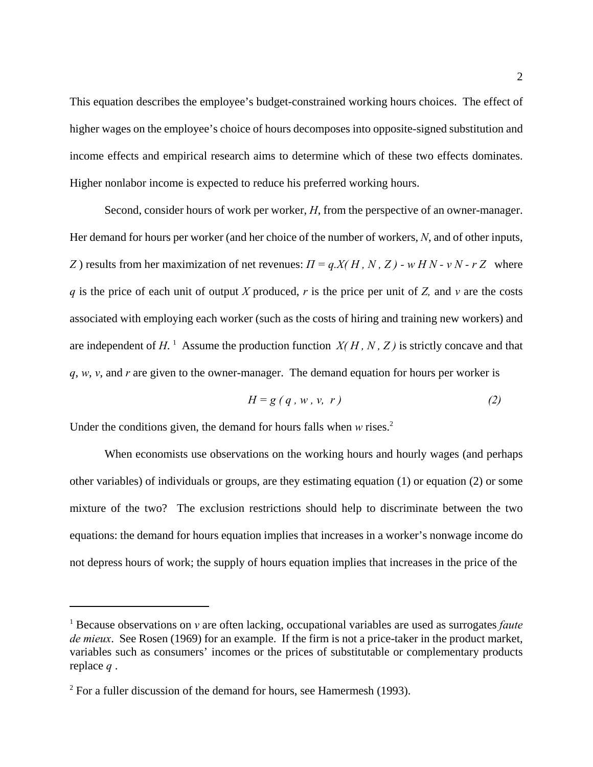This equation describes the employee's budget-constrained working hours choices. The effect of higher wages on the employee's choice of hours decomposes into opposite-signed substitution and income effects and empirical research aims to determine which of these two effects dominates. Higher nonlabor income is expected to reduce his preferred working hours.

Second, consider hours of work per worker, $H$, from the perspective of an owner-manager. Her demand for hours per worker (and her choice of the number of workers, $N$, and of other inputs, $Z$ ) results from her maximization of net revenues: $\Pi = q.X( H , N , Z ) - w H N - v N - r Z$ where $q$ is the price of each unit of output $X$ produced, $r$ is the price per unit of $Z$, and $v$ are the costs associated with employing each worker (such as the costs of hiring and training new workers) and are independent of $H$.[1] Assume the production function $X( H , N , Z )$ is strictly concave and that $q$, $w$, $v$, and $r$ are given to the owner-manager. The demand equation for hours per worker is

$$H = g ( q , w , v, r ) \tag{2}$$

Under the conditions given, the demand for hours falls when $w$ rises.[2]

When economists use observations on the working hours and hourly wages (and perhaps other variables) of individuals or groups, are they estimating equation (1) or equation (2) or some mixture of the two? The exclusion restrictions should help to discriminate between the two equations: the demand for hours equation implies that increases in a worker's nonwage income do not depress hours of work; the supply of hours equation implies that increases in the price of the

---

[1] Because observations on $v$ are often lacking, occupational variables are used as surrogates *faute de mieux*. See Rosen (1969) for an example. If the firm is not a price-taker in the product market, variables such as consumers' incomes or the prices of substitutable or complementary products replace $q$ .

[2] For a fuller discussion of the demand for hours, see Hamermesh (1993).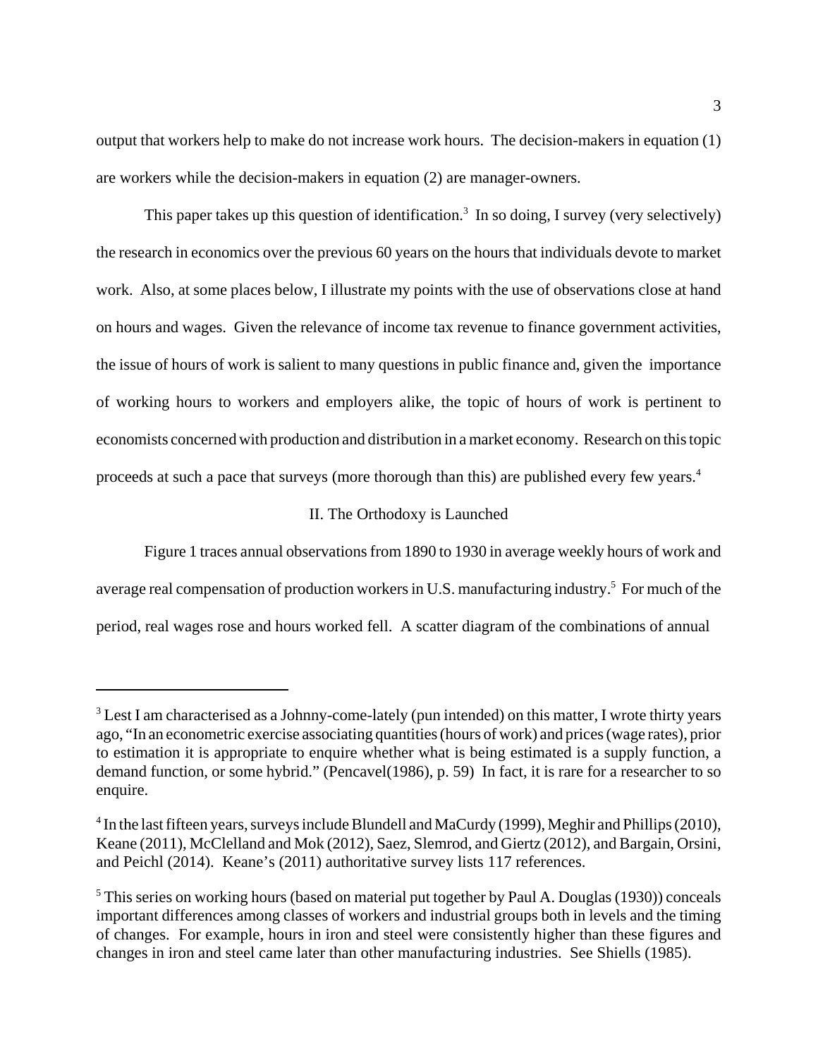output that workers help to make do not increase work hours. The decision-makers in equation (1) are workers while the decision-makers in equation (2) are manager-owners.

This paper takes up this question of identification.[3] In so doing, I survey (very selectively) the research in economics over the previous 60 years on the hours that individuals devote to market work. Also, at some places below, I illustrate my points with the use of observations close at hand on hours and wages. Given the relevance of income tax revenue to finance government activities, the issue of hours of work is salient to many questions in public finance and, given the importance of working hours to workers and employers alike, the topic of hours of work is pertinent to economists concerned with production and distribution in a market economy. Research on this topic proceeds at such a pace that surveys (more thorough than this) are published every few years.[4]

## II. The Orthodoxy is Launched

Figure 1 traces annual observations from 1890 to 1930 in average weekly hours of work and average real compensation of production workers in U.S. manufacturing industry.[5] For much of the period, real wages rose and hours worked fell. A scatter diagram of the combinations of annual

---

[3] Lest I am characterised as a Johnny-come-lately (pun intended) on this matter, I wrote thirty years ago, "In an econometric exercise associating quantities (hours of work) and prices (wage rates), prior to estimation it is appropriate to enquire whether what is being estimated is a supply function, a demand function, or some hybrid." (Pencavel(1986), p. 59) In fact, it is rare for a researcher to so enquire.

[4] In the last fifteen years, surveys include Blundell and MaCurdy (1999), Meghir and Phillips (2010), Keane (2011), McClelland and Mok (2012), Saez, Slemrod, and Giertz (2012), and Bargain, Orsini, and Peichl (2014). Keane's (2011) authoritative survey lists 117 references.

[5] This series on working hours (based on material put together by Paul A. Douglas (1930)) conceals important differences among classes of workers and industrial groups both in levels and the timing of changes. For example, hours in iron and steel were consistently higher than these figures and changes in iron and steel came later than other manufacturing industries. See Shiells (1985).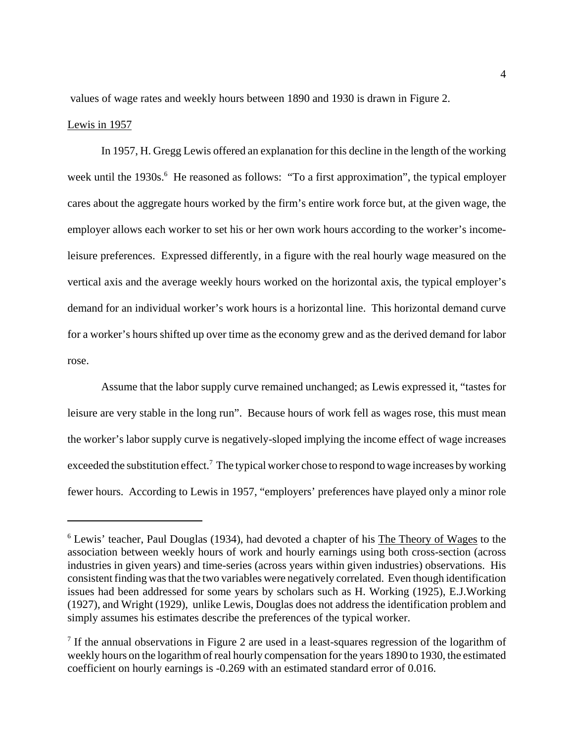values of wage rates and weekly hours between 1890 and 1930 is drawn in Figure 2.

Lewis in 1957

In 1957, H. Gregg Lewis offered an explanation for this decline in the length of the working week until the 1930s.[6] He reasoned as follows: "To a first approximation", the typical employer cares about the aggregate hours worked by the firm's entire work force but, at the given wage, the employer allows each worker to set his or her own work hours according to the worker's income-leisure preferences. Expressed differently, in a figure with the real hourly wage measured on the vertical axis and the average weekly hours worked on the horizontal axis, the typical employer's demand for an individual worker's work hours is a horizontal line. This horizontal demand curve for a worker's hours shifted up over time as the economy grew and as the derived demand for labor rose.

Assume that the labor supply curve remained unchanged; as Lewis expressed it, "tastes for leisure are very stable in the long run". Because hours of work fell as wages rose, this must mean the worker's labor supply curve is negatively-sloped implying the income effect of wage increases exceeded the substitution effect.[7] The typical worker chose to respond to wage increases by working fewer hours. According to Lewis in 1957, "employers' preferences have played only a minor role

---

[6] Lewis' teacher, Paul Douglas (1934), had devoted a chapter of his The Theory of Wages to the association between weekly hours of work and hourly earnings using both cross-section (across industries in given years) and time-series (across years within given industries) observations. His consistent finding was that the two variables were negatively correlated. Even though identification issues had been addressed for some years by scholars such as H. Working (1925), E.J.Working (1927), and Wright (1929), unlike Lewis, Douglas does not address the identification problem and simply assumes his estimates describe the preferences of the typical worker.

[7] If the annual observations in Figure 2 are used in a least-squares regression of the logarithm of weekly hours on the logarithm of real hourly compensation for the years 1890 to 1930, the estimated coefficient on hourly earnings is -0.269 with an estimated standard error of 0.016.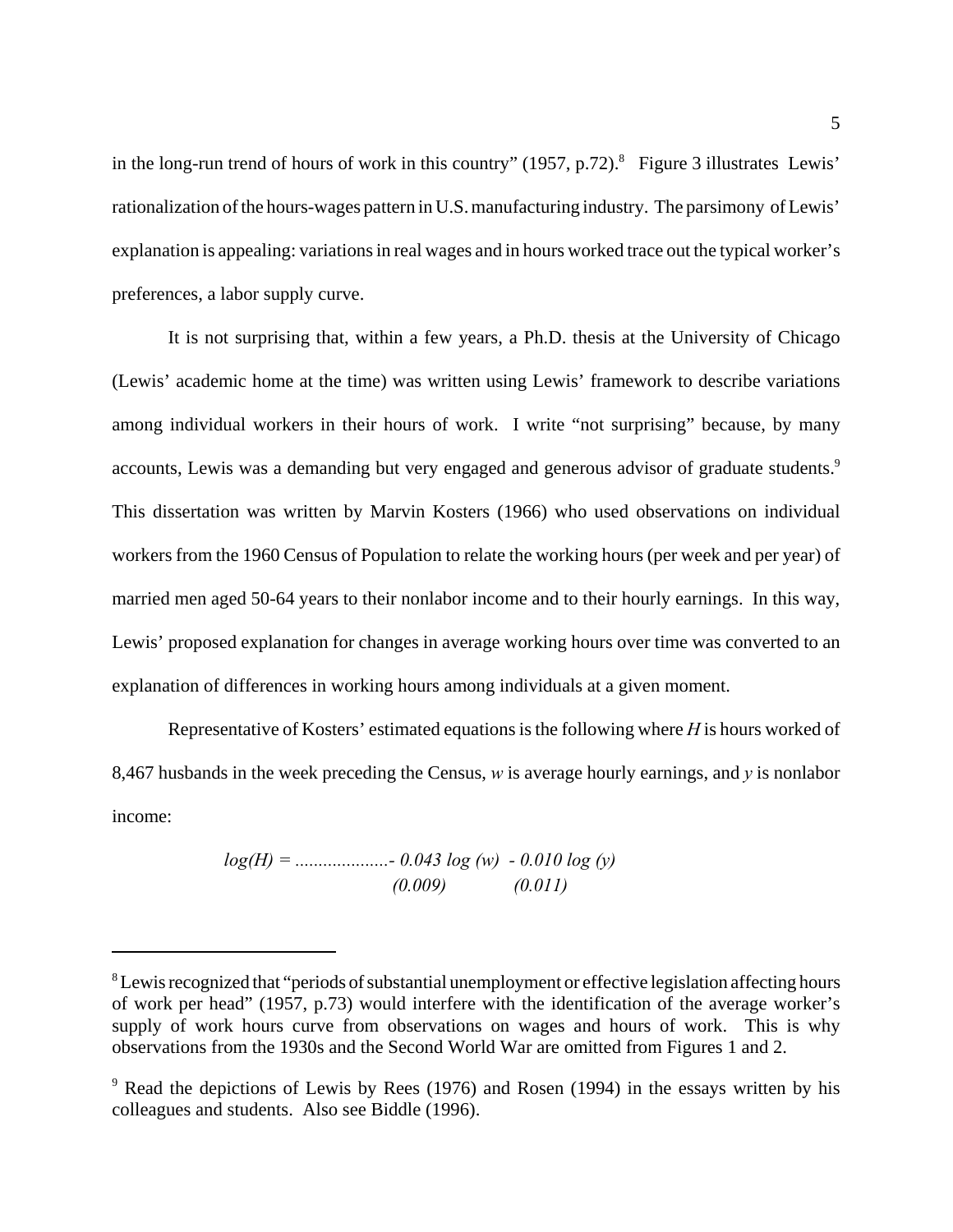in the long-run trend of hours of work in this country" (1957, p.72).[8] Figure 3 illustrates Lewis' rationalization of the hours-wages pattern in U.S. manufacturing industry. The parsimony of Lewis' explanation is appealing: variations in real wages and in hours worked trace out the typical worker's preferences, a labor supply curve.

It is not surprising that, within a few years, a Ph.D. thesis at the University of Chicago (Lewis' academic home at the time) was written using Lewis' framework to describe variations among individual workers in their hours of work. I write "not surprising" because, by many accounts, Lewis was a demanding but very engaged and generous advisor of graduate students.[9] This dissertation was written by Marvin Kosters (1966) who used observations on individual workers from the 1960 Census of Population to relate the working hours (per week and per year) of married men aged 50-64 years to their nonlabor income and to their hourly earnings. In this way, Lewis' proposed explanation for changes in average working hours over time was converted to an explanation of differences in working hours among individuals at a given moment.

Representative of Kosters' estimated equations is the following where $H$ is hours worked of 8,467 husbands in the week preceding the Census, $w$ is average hourly earnings, and $y$ is nonlabor income:

$$\log(H) = \ldots\ldots\ldots\ldots - \underset{(0.009)}{0.043} \log(w) - \underset{(0.011)}{0.010} \log(y)$$

---

[8] Lewis recognized that "periods of substantial unemployment or effective legislation affecting hours of work per head" (1957, p.73) would interfere with the identification of the average worker's supply of work hours curve from observations on wages and hours of work. This is why observations from the 1930s and the Second World War are omitted from Figures 1 and 2.

[9] Read the depictions of Lewis by Rees (1976) and Rosen (1994) in the essays written by his colleagues and students. Also see Biddle (1996).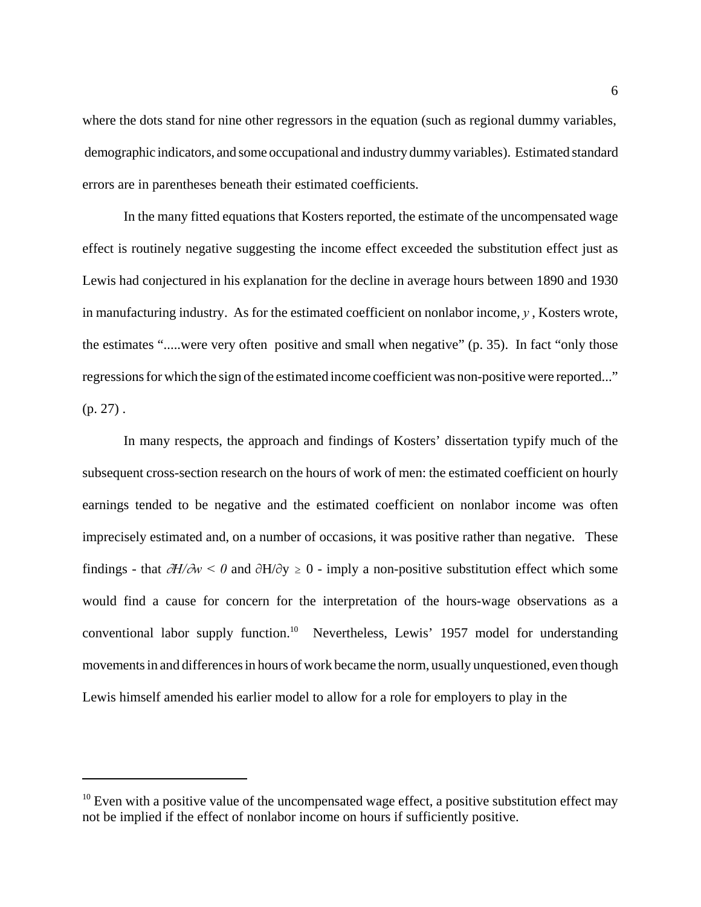where the dots stand for nine other regressors in the equation (such as regional dummy variables, demographic indicators, and some occupational and industry dummy variables). Estimated standard errors are in parentheses beneath their estimated coefficients.

In the many fitted equations that Kosters reported, the estimate of the uncompensated wage effect is routinely negative suggesting the income effect exceeded the substitution effect just as Lewis had conjectured in his explanation for the decline in average hours between 1890 and 1930 in manufacturing industry. As for the estimated coefficient on nonlabor income, $y$, Kosters wrote, the estimates ".....were very often positive and small when negative" (p. 35). In fact "only those regressions for which the sign of the estimated income coefficient was non-positive were reported..." (p. 27) .

In many respects, the approach and findings of Kosters' dissertation typify much of the subsequent cross-section research on the hours of work of men: the estimated coefficient on hourly earnings tended to be negative and the estimated coefficient on nonlabor income was often imprecisely estimated and, on a number of occasions, it was positive rather than negative. These findings - that $\partial H/\partial w < 0$ and $\partial H/\partial y \geq 0$ - imply a non-positive substitution effect which some would find a cause for concern for the interpretation of the hours-wage observations as a conventional labor supply function.[10] Nevertheless, Lewis' 1957 model for understanding movements in and differences in hours of work became the norm, usually unquestioned, even though Lewis himself amended his earlier model to allow for a role for employers to play in the

---

[10] Even with a positive value of the uncompensated wage effect, a positive substitution effect may not be implied if the effect of nonlabor income on hours if sufficiently positive.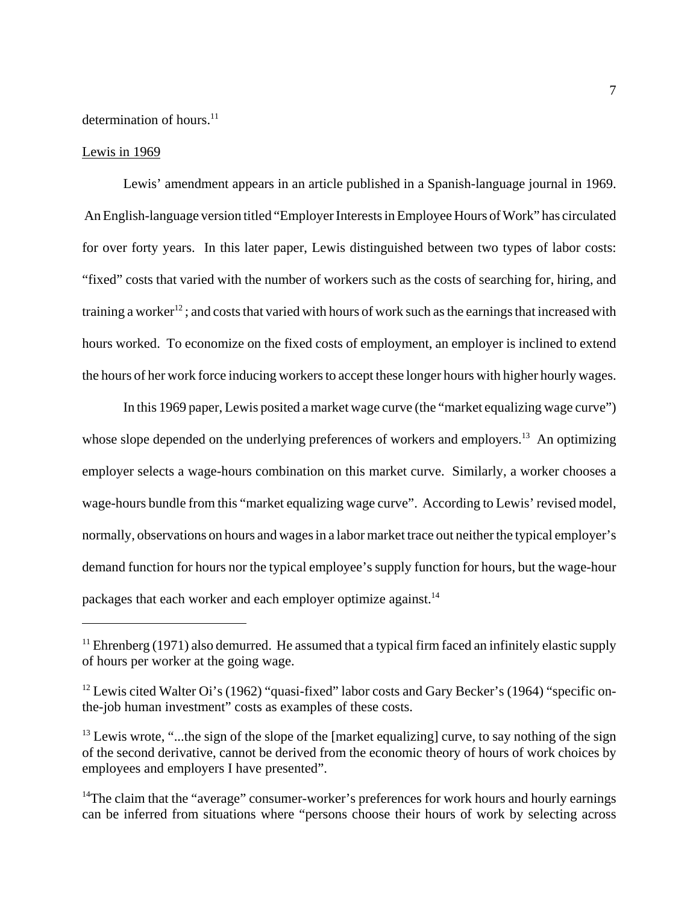determination of hours.[11]

Lewis in 1969

Lewis' amendment appears in an article published in a Spanish-language journal in 1969. An English-language version titled "Employer Interests in Employee Hours of Work" has circulated for over forty years. In this later paper, Lewis distinguished between two types of labor costs: "fixed" costs that varied with the number of workers such as the costs of searching for, hiring, and training a worker[12] ; and costs that varied with hours of work such as the earnings that increased with hours worked. To economize on the fixed costs of employment, an employer is inclined to extend the hours of her work force inducing workers to accept these longer hours with higher hourly wages.

In this 1969 paper, Lewis posited a market wage curve (the "market equalizing wage curve") whose slope depended on the underlying preferences of workers and employers.[13] An optimizing employer selects a wage-hours combination on this market curve. Similarly, a worker chooses a wage-hours bundle from this "market equalizing wage curve". According to Lewis' revised model, normally, observations on hours and wages in a labor market trace out neither the typical employer's demand function for hours nor the typical employee's supply function for hours, but the wage-hour packages that each worker and each employer optimize against.[14]

---

[11] Ehrenberg (1971) also demurred. He assumed that a typical firm faced an infinitely elastic supply of hours per worker at the going wage.

[12] Lewis cited Walter Oi's (1962) "quasi-fixed" labor costs and Gary Becker's (1964) "specific on-the-job human investment" costs as examples of these costs.

[13] Lewis wrote, "...the sign of the slope of the [market equalizing] curve, to say nothing of the sign of the second derivative, cannot be derived from the economic theory of hours of work choices by employees and employers I have presented".

[14] The claim that the "average" consumer-worker's preferences for work hours and hourly earnings can be inferred from situations where "persons choose their hours of work by selecting across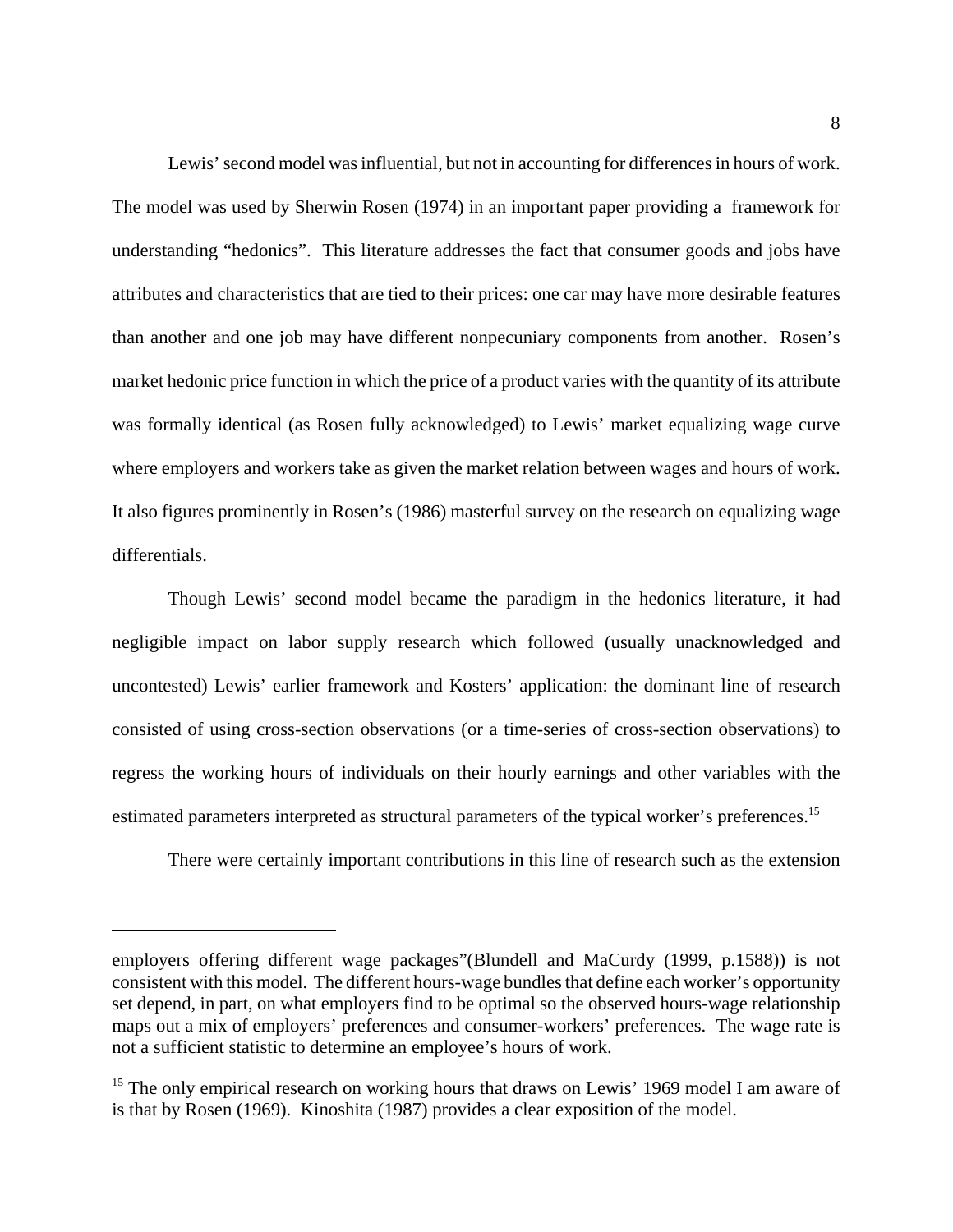Lewis' second model was influential, but not in accounting for differences in hours of work. The model was used by Sherwin Rosen (1974) in an important paper providing a framework for understanding "hedonics". This literature addresses the fact that consumer goods and jobs have attributes and characteristics that are tied to their prices: one car may have more desirable features than another and one job may have different nonpecuniary components from another. Rosen's market hedonic price function in which the price of a product varies with the quantity of its attribute was formally identical (as Rosen fully acknowledged) to Lewis' market equalizing wage curve where employers and workers take as given the market relation between wages and hours of work. It also figures prominently in Rosen's (1986) masterful survey on the research on equalizing wage differentials.

Though Lewis' second model became the paradigm in the hedonics literature, it had negligible impact on labor supply research which followed (usually unacknowledged and uncontested) Lewis' earlier framework and Kosters' application: the dominant line of research consisted of using cross-section observations (or a time-series of cross-section observations) to regress the working hours of individuals on their hourly earnings and other variables with the estimated parameters interpreted as structural parameters of the typical worker's preferences.[15]

There were certainly important contributions in this line of research such as the extension

---

employers offering different wage packages"(Blundell and MaCurdy (1999, p.1588)) is not consistent with this model. The different hours-wage bundles that define each worker's opportunity set depend, in part, on what employers find to be optimal so the observed hours-wage relationship maps out a mix of employers' preferences and consumer-workers' preferences. The wage rate is not a sufficient statistic to determine an employee's hours of work.

[15] The only empirical research on working hours that draws on Lewis' 1969 model I am aware of is that by Rosen (1969). Kinoshita (1987) provides a clear exposition of the model.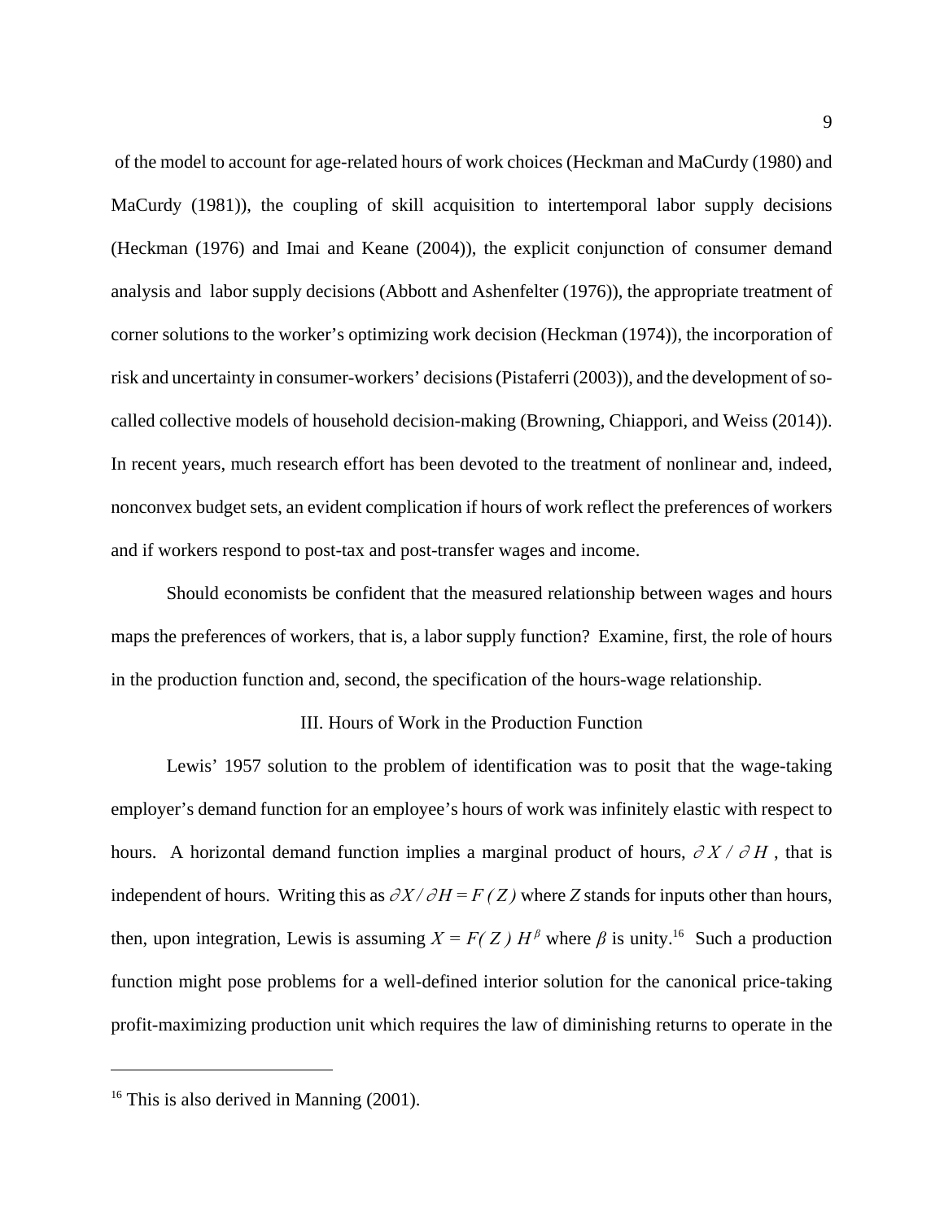of the model to account for age-related hours of work choices (Heckman and MaCurdy (1980) and MaCurdy (1981)), the coupling of skill acquisition to intertemporal labor supply decisions (Heckman (1976) and Imai and Keane (2004)), the explicit conjunction of consumer demand analysis and labor supply decisions (Abbott and Ashenfelter (1976)), the appropriate treatment of corner solutions to the worker's optimizing work decision (Heckman (1974)), the incorporation of risk and uncertainty in consumer-workers' decisions (Pistaferri (2003)), and the development of so-called collective models of household decision-making (Browning, Chiappori, and Weiss (2014)). In recent years, much research effort has been devoted to the treatment of nonlinear and, indeed, nonconvex budget sets, an evident complication if hours of work reflect the preferences of workers and if workers respond to post-tax and post-transfer wages and income.

Should economists be confident that the measured relationship between wages and hours maps the preferences of workers, that is, a labor supply function? Examine, first, the role of hours in the production function and, second, the specification of the hours-wage relationship.

## III. Hours of Work in the Production Function

Lewis' 1957 solution to the problem of identification was to posit that the wage-taking employer's demand function for an employee's hours of work was infinitely elastic with respect to hours. A horizontal demand function implies a marginal product of hours, $\partial X / \partial H$, that is independent of hours. Writing this as $\partial X / \partial H = F(Z)$ where $Z$ stands for inputs other than hours, then, upon integration, Lewis is assuming $X = F(Z)\, H^{\beta}$ where $\beta$ is unity.[16] Such a production function might pose problems for a well-defined interior solution for the canonical price-taking profit-maximizing production unit which requires the law of diminishing returns to operate in the

---

[16] This is also derived in Manning (2001).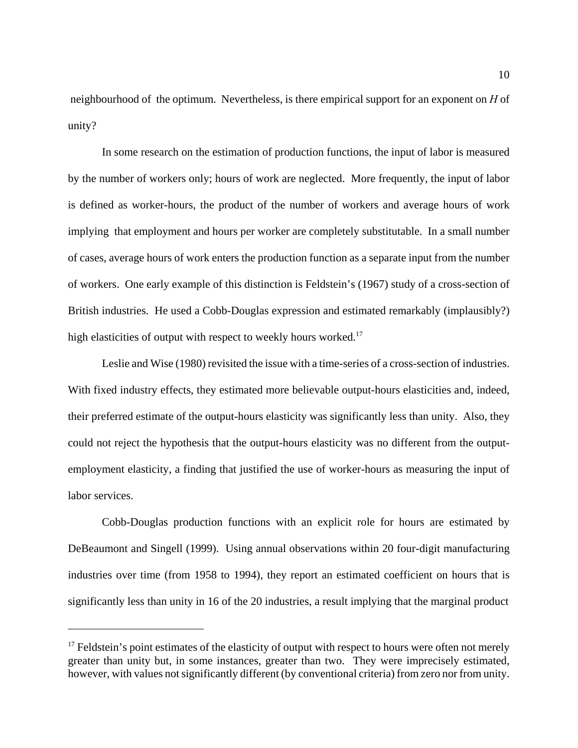neighbourhood of the optimum. Nevertheless, is there empirical support for an exponent on $H$ of unity?

In some research on the estimation of production functions, the input of labor is measured by the number of workers only; hours of work are neglected. More frequently, the input of labor is defined as worker-hours, the product of the number of workers and average hours of work implying that employment and hours per worker are completely substitutable. In a small number of cases, average hours of work enters the production function as a separate input from the number of workers. One early example of this distinction is Feldstein's (1967) study of a cross-section of British industries. He used a Cobb-Douglas expression and estimated remarkably (implausibly?) high elasticities of output with respect to weekly hours worked.[17]

Leslie and Wise (1980) revisited the issue with a time-series of a cross-section of industries. With fixed industry effects, they estimated more believable output-hours elasticities and, indeed, their preferred estimate of the output-hours elasticity was significantly less than unity. Also, they could not reject the hypothesis that the output-hours elasticity was no different from the output-employment elasticity, a finding that justified the use of worker-hours as measuring the input of labor services.

Cobb-Douglas production functions with an explicit role for hours are estimated by DeBeaumont and Singell (1999). Using annual observations within 20 four-digit manufacturing industries over time (from 1958 to 1994), they report an estimated coefficient on hours that is significantly less than unity in 16 of the 20 industries, a result implying that the marginal product

---

[17] Feldstein's point estimates of the elasticity of output with respect to hours were often not merely greater than unity but, in some instances, greater than two. They were imprecisely estimated, however, with values not significantly different (by conventional criteria) from zero nor from unity.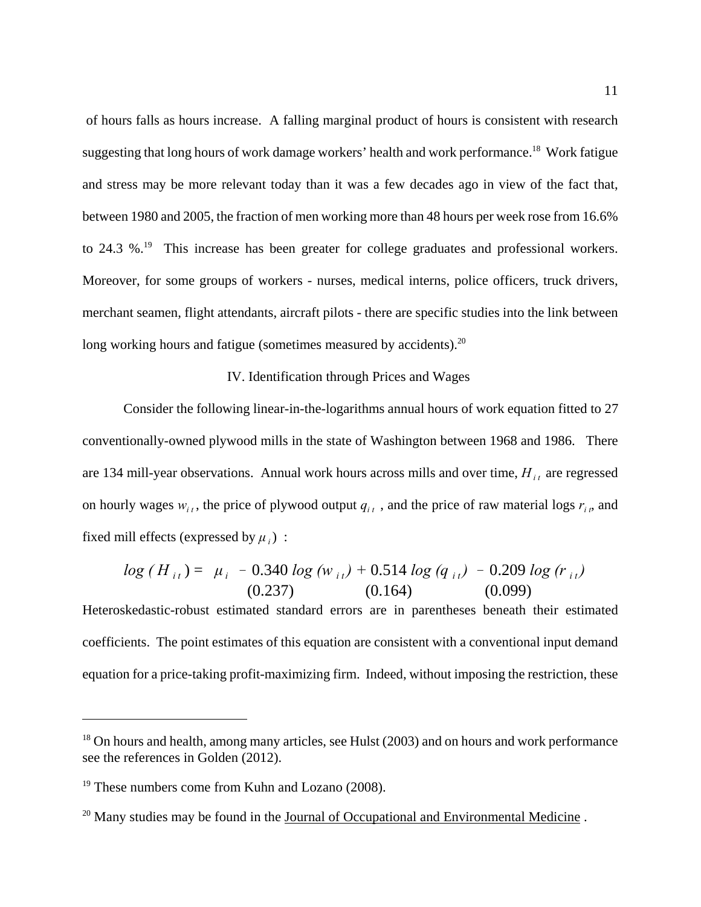of hours falls as hours increase. A falling marginal product of hours is consistent with research suggesting that long hours of work damage workers' health and work performance.[18] Work fatigue and stress may be more relevant today than it was a few decades ago in view of the fact that, between 1980 and 2005, the fraction of men working more than 48 hours per week rose from 16.6% to 24.3 %.[19] This increase has been greater for college graduates and professional workers. Moreover, for some groups of workers - nurses, medical interns, police officers, truck drivers, merchant seamen, flight attendants, aircraft pilots - there are specific studies into the link between long working hours and fatigue (sometimes measured by accidents).[20]

## IV. Identification through Prices and Wages

Consider the following linear-in-the-logarithms annual hours of work equation fitted to 27 conventionally-owned plywood mills in the state of Washington between 1968 and 1986. There are 134 mill-year observations. Annual work hours across mills and over time, $H_{it}$ are regressed on hourly wages $w_{it}$, the price of plywood output $q_{it}$, and the price of raw material logs $r_{it}$, and fixed mill effects (expressed by $\mu_i$) :

$$log\,(H_{it}) = \mu_i \; - \underset{(0.237)}{0.340}\, log\,(w_{it}) + \underset{(0.164)}{0.514}\, log\,(q_{it}) \; - \underset{(0.099)}{0.209}\, log\,(r_{it})$$

Heteroskedastic-robust estimated standard errors are in parentheses beneath their estimated coefficients. The point estimates of this equation are consistent with a conventional input demand equation for a price-taking profit-maximizing firm. Indeed, without imposing the restriction, these

---

[18] On hours and health, among many articles, see Hulst (2003) and on hours and work performance see the references in Golden (2012).

[19] These numbers come from Kuhn and Lozano (2008).

[20] Many studies may be found in the Journal of Occupational and Environmental Medicine .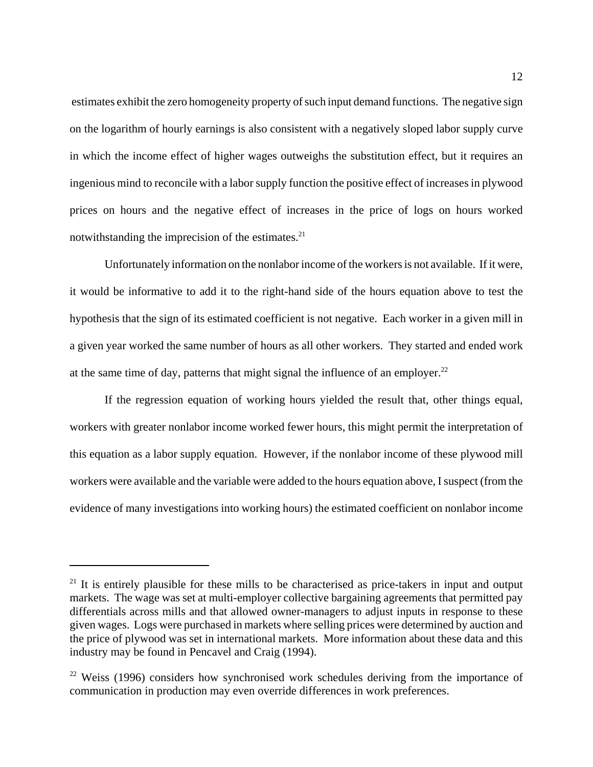estimates exhibit the zero homogeneity property of such input demand functions. The negative sign on the logarithm of hourly earnings is also consistent with a negatively sloped labor supply curve in which the income effect of higher wages outweighs the substitution effect, but it requires an ingenious mind to reconcile with a labor supply function the positive effect of increases in plywood prices on hours and the negative effect of increases in the price of logs on hours worked notwithstanding the imprecision of the estimates.[21]

Unfortunately information on the nonlabor income of the workers is not available. If it were, it would be informative to add it to the right-hand side of the hours equation above to test the hypothesis that the sign of its estimated coefficient is not negative. Each worker in a given mill in a given year worked the same number of hours as all other workers. They started and ended work at the same time of day, patterns that might signal the influence of an employer.[22]

If the regression equation of working hours yielded the result that, other things equal, workers with greater nonlabor income worked fewer hours, this might permit the interpretation of this equation as a labor supply equation. However, if the nonlabor income of these plywood mill workers were available and the variable were added to the hours equation above, I suspect (from the evidence of many investigations into working hours) the estimated coefficient on nonlabor income

---

[21] It is entirely plausible for these mills to be characterised as price-takers in input and output markets. The wage was set at multi-employer collective bargaining agreements that permitted pay differentials across mills and that allowed owner-managers to adjust inputs in response to these given wages. Logs were purchased in markets where selling prices were determined by auction and the price of plywood was set in international markets. More information about these data and this industry may be found in Pencavel and Craig (1994).

[22] Weiss (1996) considers how synchronised work schedules deriving from the importance of communication in production may even override differences in work preferences.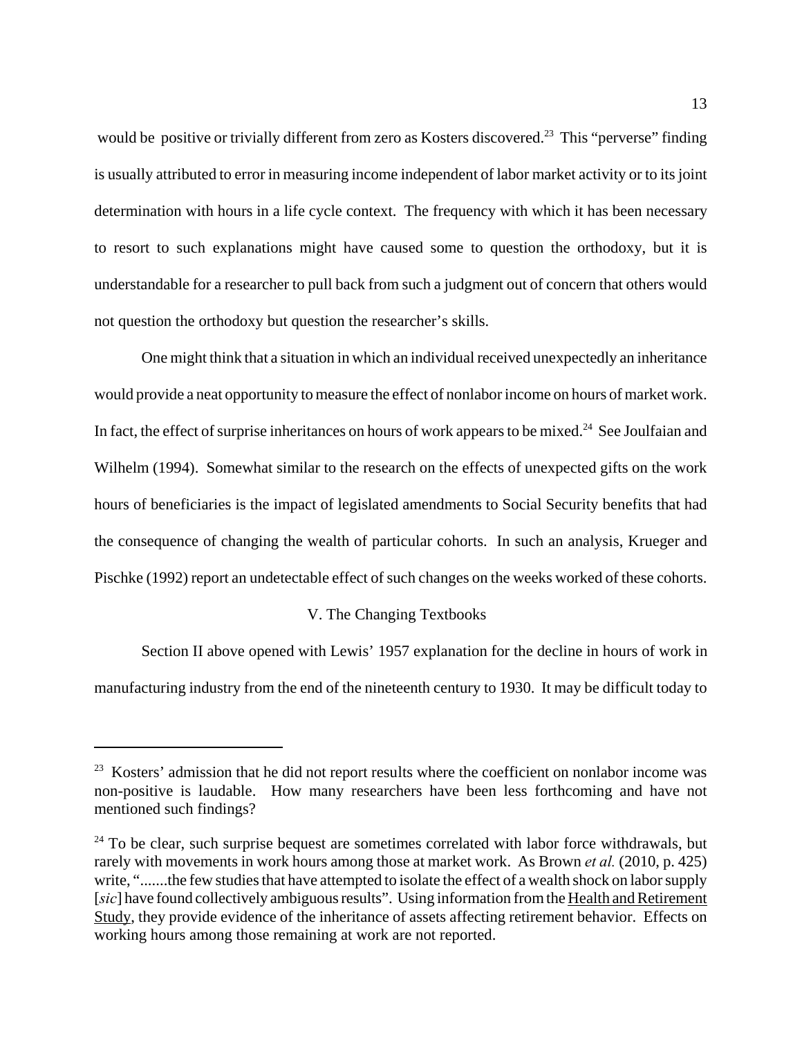would be positive or trivially different from zero as Kosters discovered.[23] This "perverse" finding is usually attributed to error in measuring income independent of labor market activity or to its joint determination with hours in a life cycle context. The frequency with which it has been necessary to resort to such explanations might have caused some to question the orthodoxy, but it is understandable for a researcher to pull back from such a judgment out of concern that others would not question the orthodoxy but question the researcher's skills.

One might think that a situation in which an individual received unexpectedly an inheritance would provide a neat opportunity to measure the effect of nonlabor income on hours of market work. In fact, the effect of surprise inheritances on hours of work appears to be mixed.[24] See Joulfaian and Wilhelm (1994). Somewhat similar to the research on the effects of unexpected gifts on the work hours of beneficiaries is the impact of legislated amendments to Social Security benefits that had the consequence of changing the wealth of particular cohorts. In such an analysis, Krueger and Pischke (1992) report an undetectable effect of such changes on the weeks worked of these cohorts.

## V. The Changing Textbooks

Section II above opened with Lewis' 1957 explanation for the decline in hours of work in manufacturing industry from the end of the nineteenth century to 1930. It may be difficult today to

---

[23] Kosters' admission that he did not report results where the coefficient on nonlabor income was non-positive is laudable. How many researchers have been less forthcoming and have not mentioned such findings?

[24] To be clear, such surprise bequest are sometimes correlated with labor force withdrawals, but rarely with movements in work hours among those at market work. As Brown *et al.* (2010, p. 425) write, ".......the few studies that have attempted to isolate the effect of a wealth shock on labor supply [*sic*] have found collectively ambiguous results". Using information from the <u>Health and Retirement Study</u>, they provide evidence of the inheritance of assets affecting retirement behavior. Effects on working hours among those remaining at work are not reported.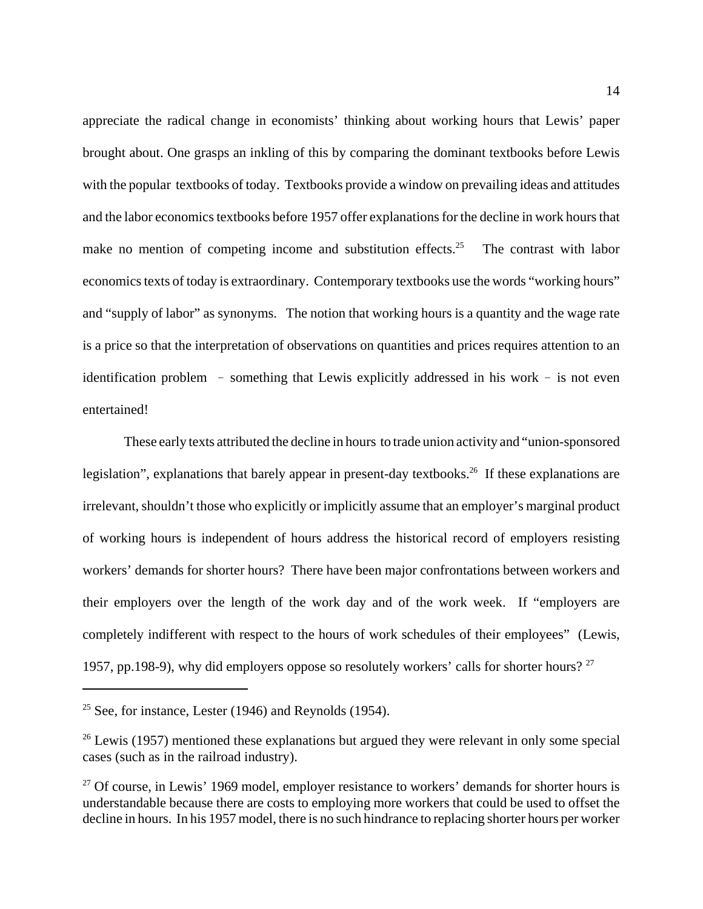appreciate the radical change in economists' thinking about working hours that Lewis' paper brought about. One grasps an inkling of this by comparing the dominant textbooks before Lewis with the popular textbooks of today. Textbooks provide a window on prevailing ideas and attitudes and the labor economics textbooks before 1957 offer explanations for the decline in work hours that make no mention of competing income and substitution effects.[25] The contrast with labor economics texts of today is extraordinary. Contemporary textbooks use the words "working hours" and "supply of labor" as synonyms. The notion that working hours is a quantity and the wage rate is a price so that the interpretation of observations on quantities and prices requires attention to an identification problem – something that Lewis explicitly addressed in his work – is not even entertained!

These early texts attributed the decline in hours to trade union activity and "union-sponsored legislation", explanations that barely appear in present-day textbooks.[26] If these explanations are irrelevant, shouldn't those who explicitly or implicitly assume that an employer's marginal product of working hours is independent of hours address the historical record of employers resisting workers' demands for shorter hours? There have been major confrontations between workers and their employers over the length of the work day and of the work week. If "employers are completely indifferent with respect to the hours of work schedules of their employees" (Lewis, 1957, pp.198-9), why did employers oppose so resolutely workers' calls for shorter hours? [27]

---

[25] See, for instance, Lester (1946) and Reynolds (1954).

[26] Lewis (1957) mentioned these explanations but argued they were relevant in only some special cases (such as in the railroad industry).

[27] Of course, in Lewis' 1969 model, employer resistance to workers' demands for shorter hours is understandable because there are costs to employing more workers that could be used to offset the decline in hours. In his 1957 model, there is no such hindrance to replacing shorter hours per worker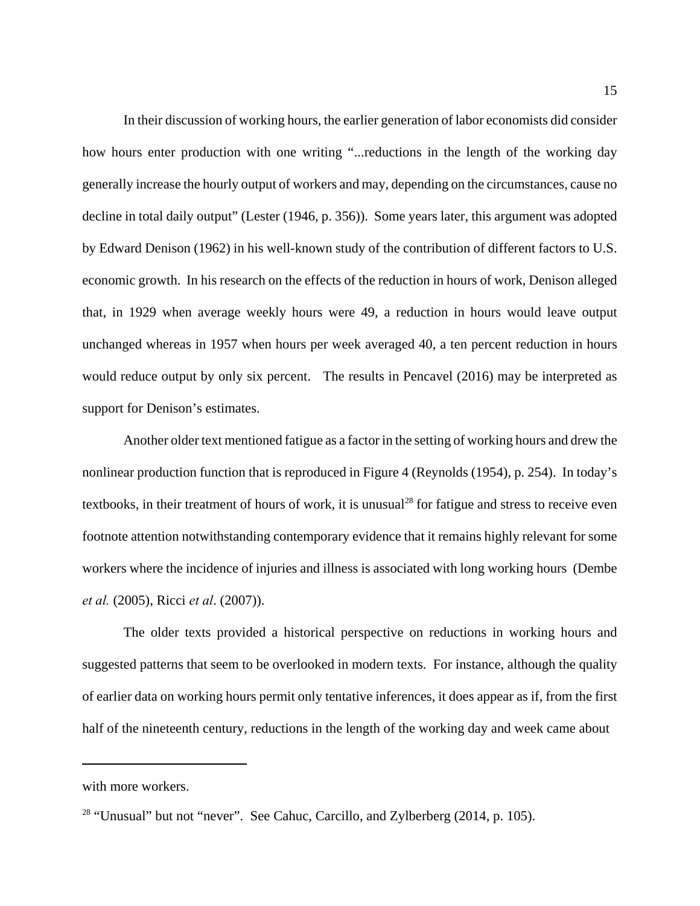In their discussion of working hours, the earlier generation of labor economists did consider how hours enter production with one writing "...reductions in the length of the working day generally increase the hourly output of workers and may, depending on the circumstances, cause no decline in total daily output" (Lester (1946, p. 356)). Some years later, this argument was adopted by Edward Denison (1962) in his well-known study of the contribution of different factors to U.S. economic growth. In his research on the effects of the reduction in hours of work, Denison alleged that, in 1929 when average weekly hours were 49, a reduction in hours would leave output unchanged whereas in 1957 when hours per week averaged 40, a ten percent reduction in hours would reduce output by only six percent. The results in Pencavel (2016) may be interpreted as support for Denison's estimates.

Another older text mentioned fatigue as a factor in the setting of working hours and drew the nonlinear production function that is reproduced in Figure 4 (Reynolds (1954), p. 254). In today's textbooks, in their treatment of hours of work, it is unusual[28] for fatigue and stress to receive even footnote attention notwithstanding contemporary evidence that it remains highly relevant for some workers where the incidence of injuries and illness is associated with long working hours (Dembe *et al.* (2005), Ricci *et al*. (2007)).

The older texts provided a historical perspective on reductions in working hours and suggested patterns that seem to be overlooked in modern texts. For instance, although the quality of earlier data on working hours permit only tentative inferences, it does appear as if, from the first half of the nineteenth century, reductions in the length of the working day and week came about

---

with more workers.

[28] "Unusual" but not "never". See Cahuc, Carcillo, and Zylberberg (2014, p. 105).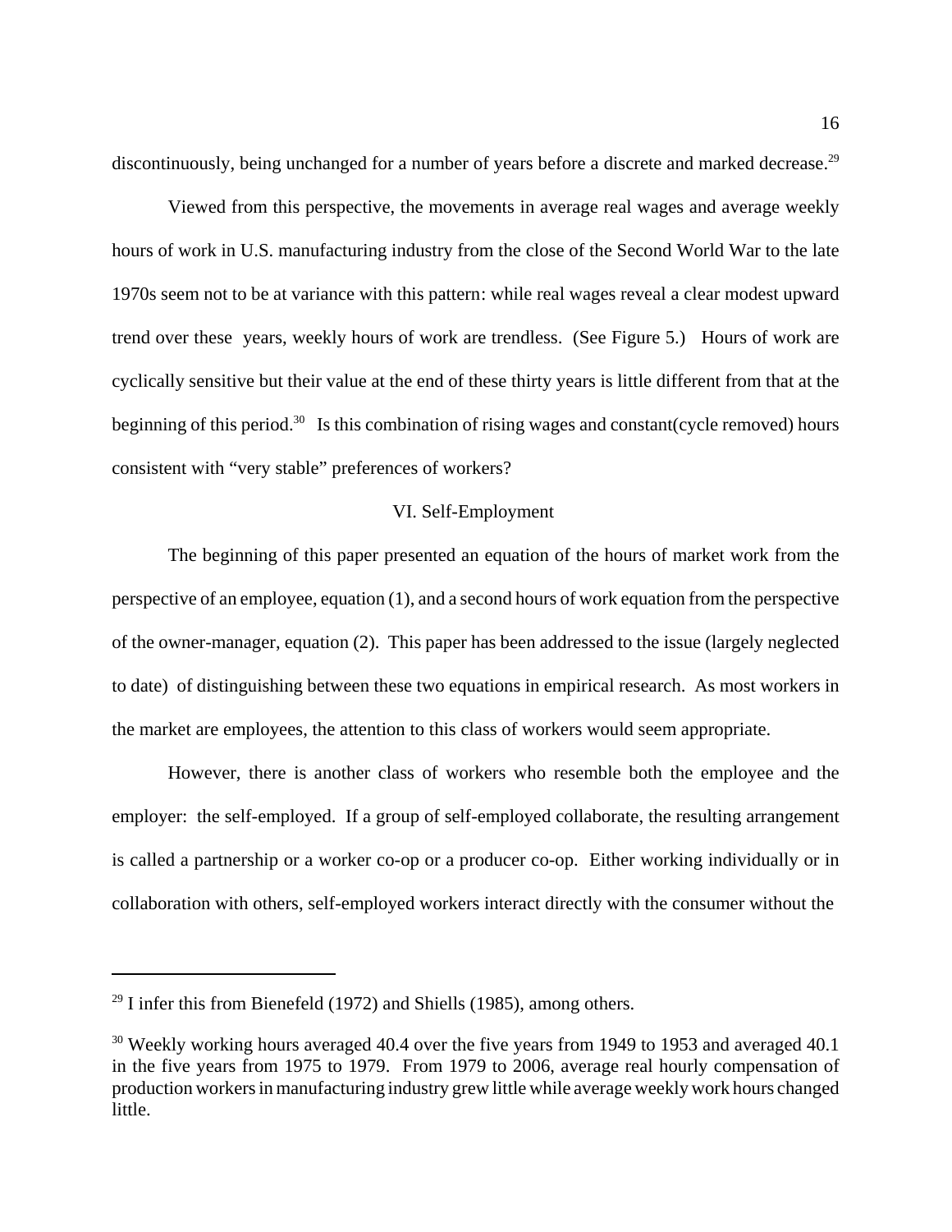discontinuously, being unchanged for a number of years before a discrete and marked decrease.[29]

Viewed from this perspective, the movements in average real wages and average weekly hours of work in U.S. manufacturing industry from the close of the Second World War to the late 1970s seem not to be at variance with this pattern: while real wages reveal a clear modest upward trend over these years, weekly hours of work are trendless. (See Figure 5.) Hours of work are cyclically sensitive but their value at the end of these thirty years is little different from that at the beginning of this period.[30] Is this combination of rising wages and constant(cycle removed) hours consistent with "very stable" preferences of workers?

## VI. Self-Employment

The beginning of this paper presented an equation of the hours of market work from the perspective of an employee, equation (1), and a second hours of work equation from the perspective of the owner-manager, equation (2). This paper has been addressed to the issue (largely neglected to date) of distinguishing between these two equations in empirical research. As most workers in the market are employees, the attention to this class of workers would seem appropriate.

However, there is another class of workers who resemble both the employee and the employer: the self-employed. If a group of self-employed collaborate, the resulting arrangement is called a partnership or a worker co-op or a producer co-op. Either working individually or in collaboration with others, self-employed workers interact directly with the consumer without the

---

[29] I infer this from Bienefeld (1972) and Shiells (1985), among others.

[30] Weekly working hours averaged 40.4 over the five years from 1949 to 1953 and averaged 40.1 in the five years from 1975 to 1979. From 1979 to 2006, average real hourly compensation of production workers in manufacturing industry grew little while average weekly work hours changed little.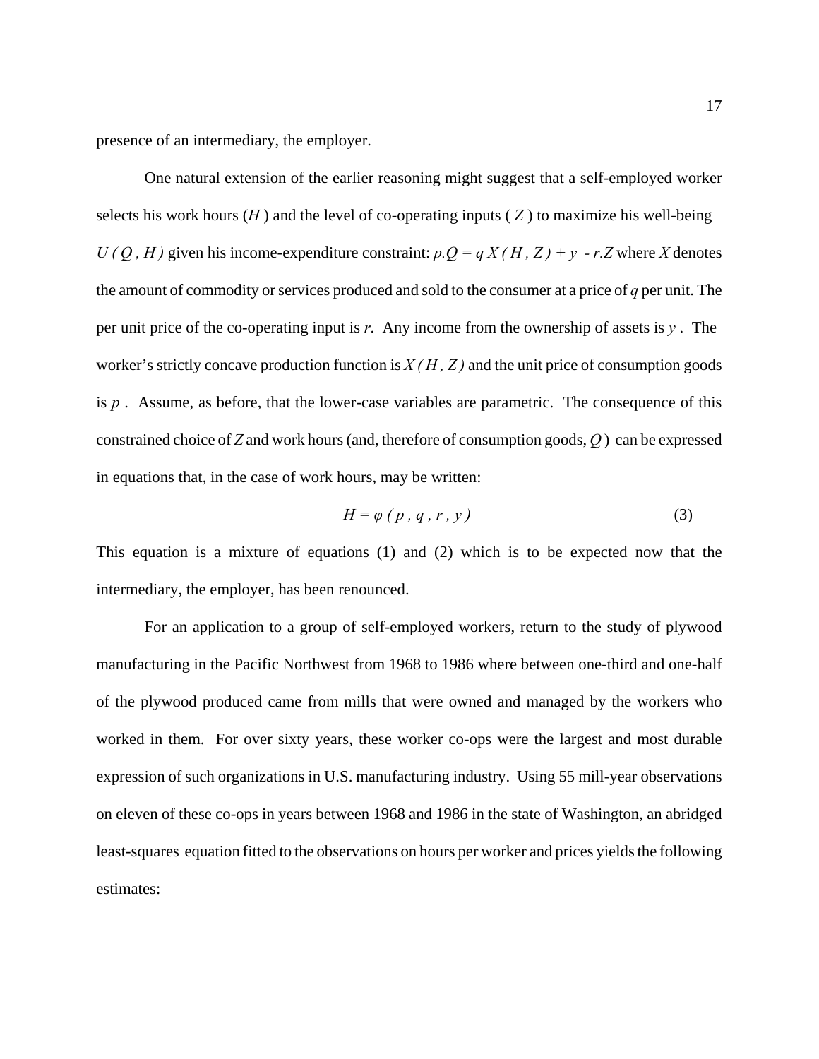presence of an intermediary, the employer.

One natural extension of the earlier reasoning might suggest that a self-employed worker selects his work hours ($H$) and the level of co-operating inputs ( $Z$ ) to maximize his well-being $U(Q, H)$ given his income-expenditure constraint: $p.Q = q\, X(H, Z) + y - r.Z$ where $X$ denotes the amount of commodity or services produced and sold to the consumer at a price of $q$ per unit. The per unit price of the co-operating input is $r$. Any income from the ownership of assets is $y$ . The worker's strictly concave production function is $X(H, Z)$ and the unit price of consumption goods is $p$ . Assume, as before, that the lower-case variables are parametric. The consequence of this constrained choice of $Z$ and work hours (and, therefore of consumption goods, $Q$ ) can be expressed in equations that, in the case of work hours, may be written:

$$H = \varphi(p, q, r, y) \tag{3}$$

This equation is a mixture of equations (1) and (2) which is to be expected now that the intermediary, the employer, has been renounced.

For an application to a group of self-employed workers, return to the study of plywood manufacturing in the Pacific Northwest from 1968 to 1986 where between one-third and one-half of the plywood produced came from mills that were owned and managed by the workers who worked in them. For over sixty years, these worker co-ops were the largest and most durable expression of such organizations in U.S. manufacturing industry. Using 55 mill-year observations on eleven of these co-ops in years between 1968 and 1986 in the state of Washington, an abridged least-squares equation fitted to the observations on hours per worker and prices yields the following estimates: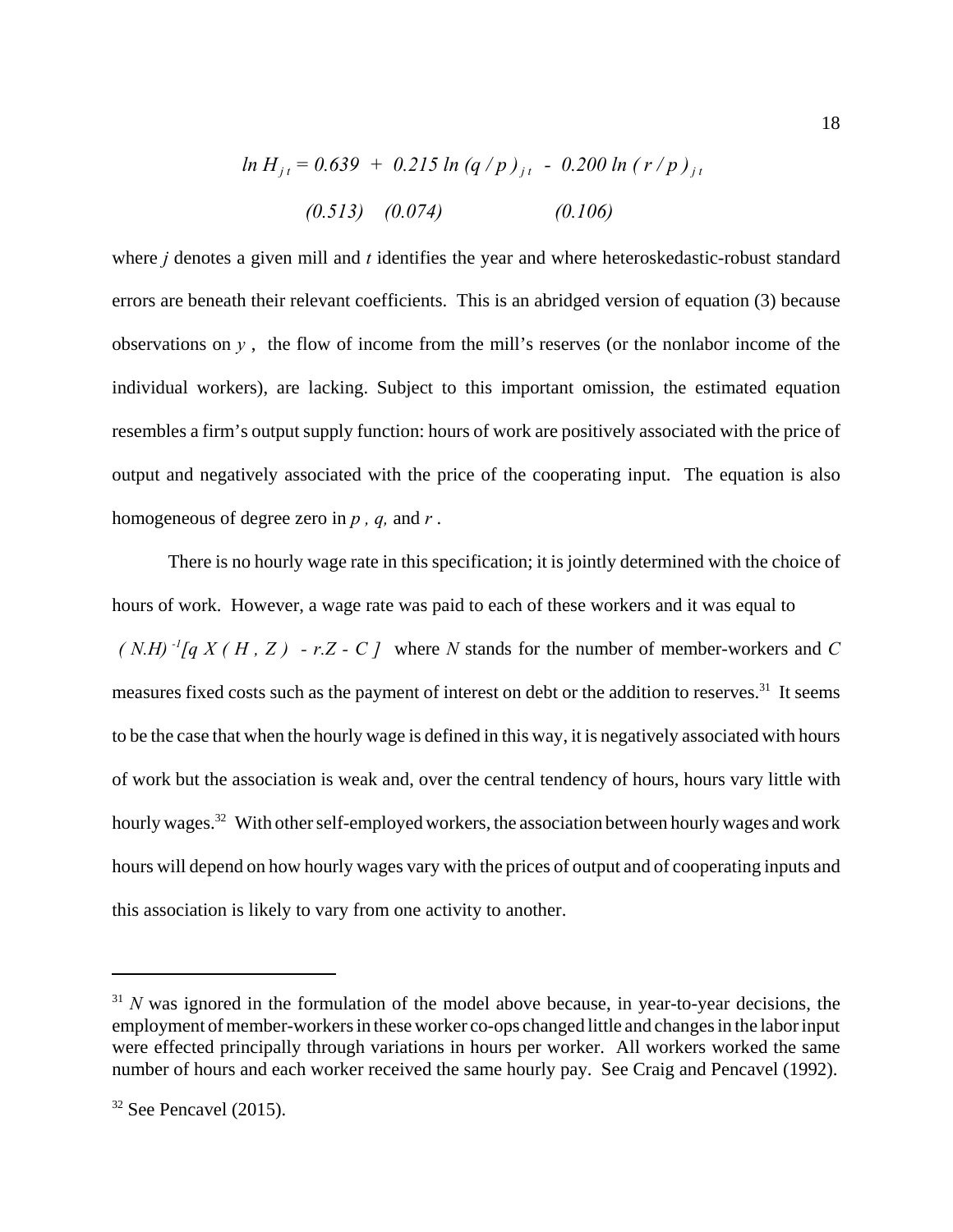$$\ln H_{jt} = \underset{(0.513)}{0.639} + \underset{(0.074)}{0.215} \ln (q/p)_{jt} - \underset{(0.106)}{0.200} \ln (r/p)_{jt}$$

where $j$ denotes a given mill and $t$ identifies the year and where heteroskedastic-robust standard errors are beneath their relevant coefficients. This is an abridged version of equation (3) because observations on $y$, the flow of income from the mill's reserves (or the nonlabor income of the individual workers), are lacking. Subject to this important omission, the estimated equation resembles a firm's output supply function: hours of work are positively associated with the price of output and negatively associated with the price of the cooperating input. The equation is also homogeneous of degree zero in $p$, $q$, and $r$.

There is no hourly wage rate in this specification; it is jointly determined with the choice of hours of work. However, a wage rate was paid to each of these workers and it was equal to $(N.H)^{-1}[q\,X(H, Z) - r.Z - C]$ where $N$ stands for the number of member-workers and $C$ measures fixed costs such as the payment of interest on debt or the addition to reserves.[31] It seems to be the case that when the hourly wage is defined in this way, it is negatively associated with hours of work but the association is weak and, over the central tendency of hours, hours vary little with hourly wages.[32] With other self-employed workers, the association between hourly wages and work hours will depend on how hourly wages vary with the prices of output and of cooperating inputs and this association is likely to vary from one activity to another.

---

[31] $N$ was ignored in the formulation of the model above because, in year-to-year decisions, the employment of member-workers in these worker co-ops changed little and changes in the labor input were effected principally through variations in hours per worker. All workers worked the same number of hours and each worker received the same hourly pay. See Craig and Pencavel (1992).

[32] See Pencavel (2015).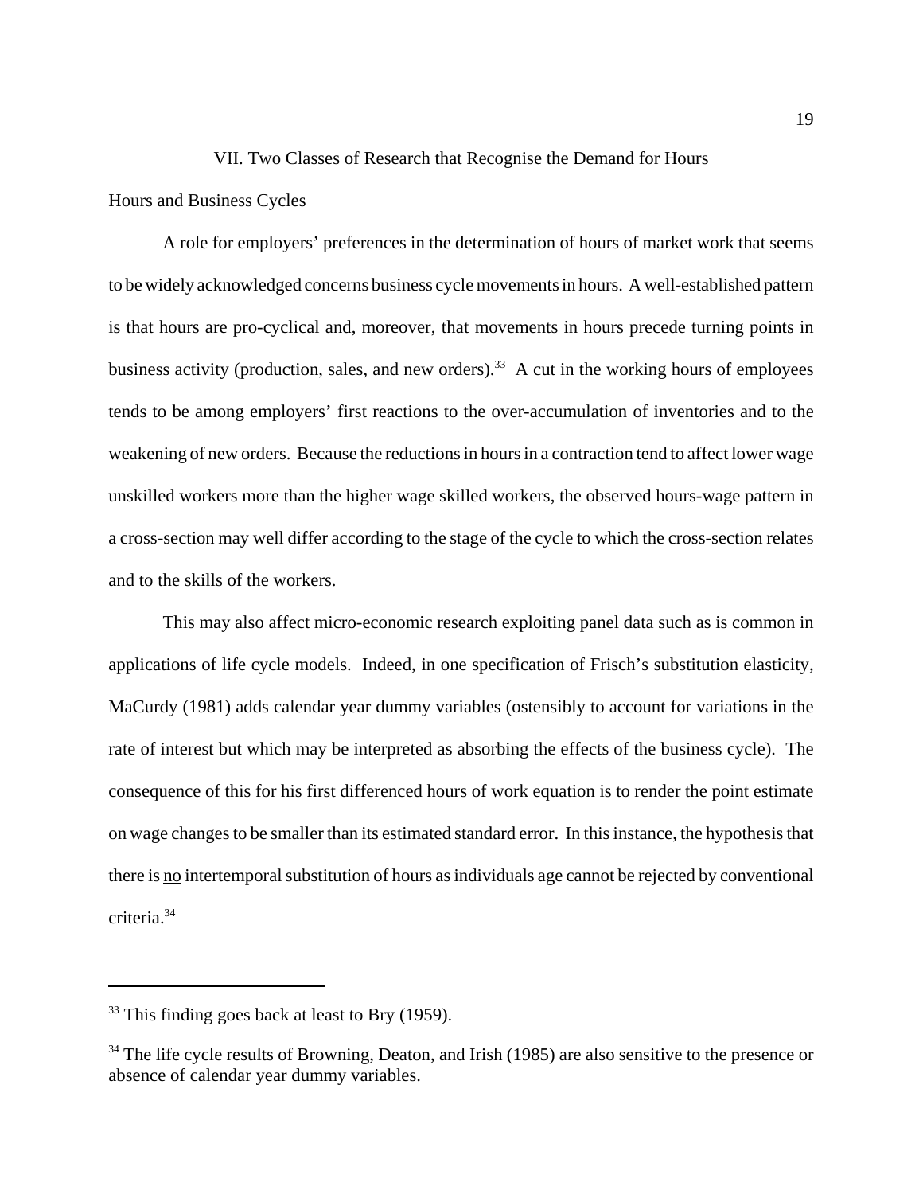## VII. Two Classes of Research that Recognise the Demand for Hours

### Hours and Business Cycles

A role for employers' preferences in the determination of hours of market work that seems to be widely acknowledged concerns business cycle movements in hours. A well-established pattern is that hours are pro-cyclical and, moreover, that movements in hours precede turning points in business activity (production, sales, and new orders).[33] A cut in the working hours of employees tends to be among employers' first reactions to the over-accumulation of inventories and to the weakening of new orders. Because the reductions in hours in a contraction tend to affect lower wage unskilled workers more than the higher wage skilled workers, the observed hours-wage pattern in a cross-section may well differ according to the stage of the cycle to which the cross-section relates and to the skills of the workers.

This may also affect micro-economic research exploiting panel data such as is common in applications of life cycle models. Indeed, in one specification of Frisch's substitution elasticity, MaCurdy (1981) adds calendar year dummy variables (ostensibly to account for variations in the rate of interest but which may be interpreted as absorbing the effects of the business cycle). The consequence of this for his first differenced hours of work equation is to render the point estimate on wage changes to be smaller than its estimated standard error. In this instance, the hypothesis that there is no intertemporal substitution of hours as individuals age cannot be rejected by conventional criteria.[34]

---

[33] This finding goes back at least to Bry (1959).

[34] The life cycle results of Browning, Deaton, and Irish (1985) are also sensitive to the presence or absence of calendar year dummy variables.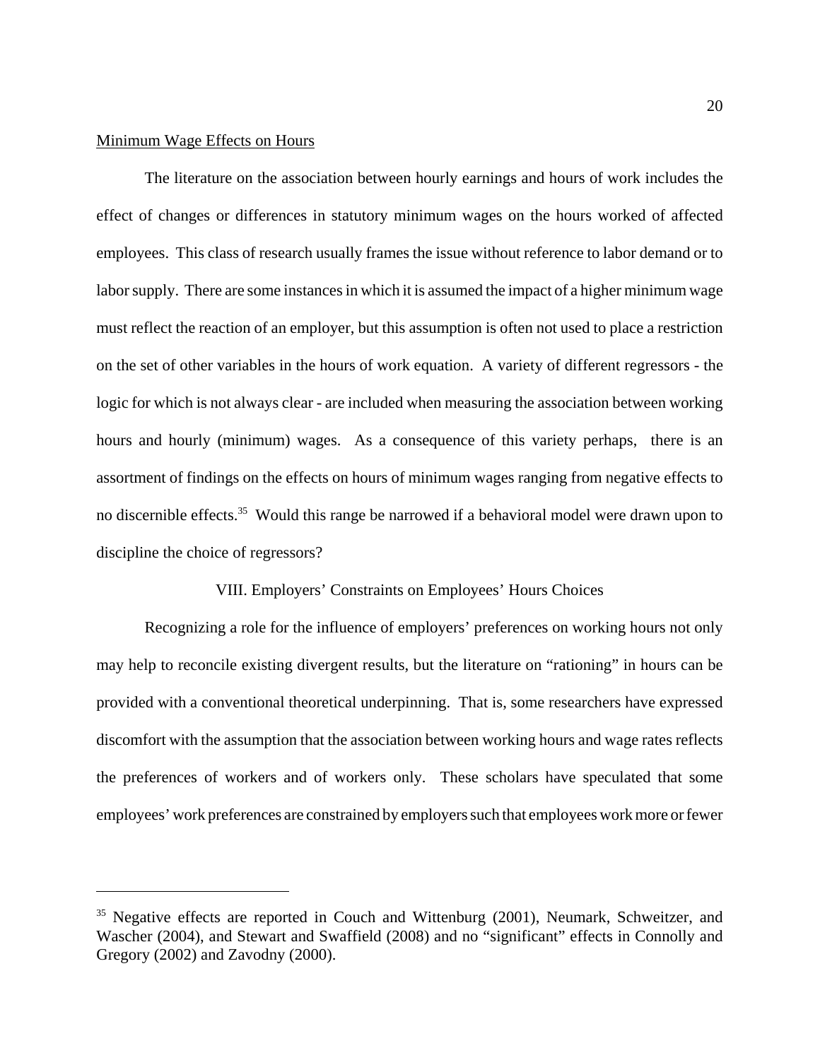Minimum Wage Effects on Hours

The literature on the association between hourly earnings and hours of work includes the effect of changes or differences in statutory minimum wages on the hours worked of affected employees. This class of research usually frames the issue without reference to labor demand or to labor supply. There are some instances in which it is assumed the impact of a higher minimum wage must reflect the reaction of an employer, but this assumption is often not used to place a restriction on the set of other variables in the hours of work equation. A variety of different regressors - the logic for which is not always clear - are included when measuring the association between working hours and hourly (minimum) wages. As a consequence of this variety perhaps, there is an assortment of findings on the effects on hours of minimum wages ranging from negative effects to no discernible effects.[35] Would this range be narrowed if a behavioral model were drawn upon to discipline the choice of regressors?

## VIII. Employers' Constraints on Employees' Hours Choices

Recognizing a role for the influence of employers' preferences on working hours not only may help to reconcile existing divergent results, but the literature on "rationing" in hours can be provided with a conventional theoretical underpinning. That is, some researchers have expressed discomfort with the assumption that the association between working hours and wage rates reflects the preferences of workers and of workers only. These scholars have speculated that some employees' work preferences are constrained by employers such that employees work more or fewer

---

[35] Negative effects are reported in Couch and Wittenburg (2001), Neumark, Schweitzer, and Wascher (2004), and Stewart and Swaffield (2008) and no "significant" effects in Connolly and Gregory (2002) and Zavodny (2000).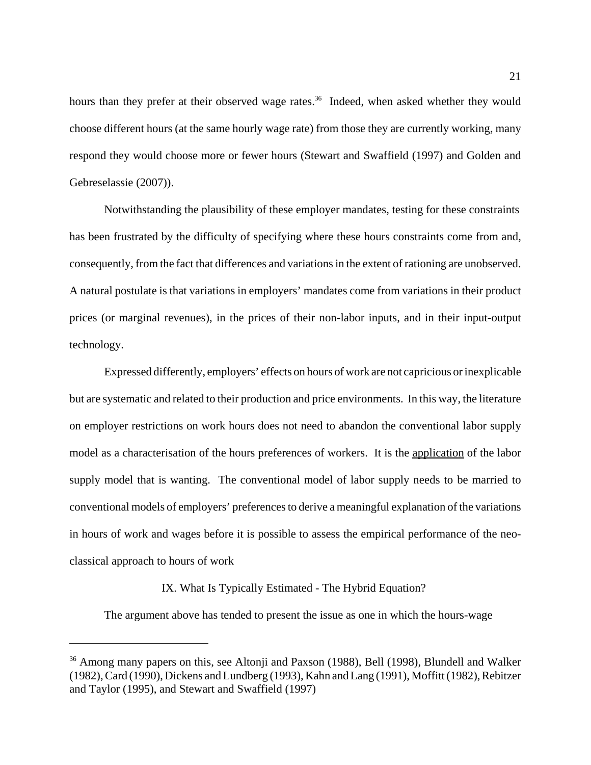hours than they prefer at their observed wage rates.[36] Indeed, when asked whether they would choose different hours (at the same hourly wage rate) from those they are currently working, many respond they would choose more or fewer hours (Stewart and Swaffield (1997) and Golden and Gebreselassie (2007)).

Notwithstanding the plausibility of these employer mandates, testing for these constraints has been frustrated by the difficulty of specifying where these hours constraints come from and, consequently, from the fact that differences and variations in the extent of rationing are unobserved. A natural postulate is that variations in employers' mandates come from variations in their product prices (or marginal revenues), in the prices of their non-labor inputs, and in their input-output technology.

Expressed differently, employers' effects on hours of work are not capricious or inexplicable but are systematic and related to their production and price environments. In this way, the literature on employer restrictions on work hours does not need to abandon the conventional labor supply model as a characterisation of the hours preferences of workers. It is the <u>application</u> of the labor supply model that is wanting. The conventional model of labor supply needs to be married to conventional models of employers' preferences to derive a meaningful explanation of the variations in hours of work and wages before it is possible to assess the empirical performance of the neo-classical approach to hours of work

## IX. What Is Typically Estimated - The Hybrid Equation?

The argument above has tended to present the issue as one in which the hours-wage

---

[36] Among many papers on this, see Altonji and Paxson (1988), Bell (1998), Blundell and Walker (1982), Card (1990), Dickens and Lundberg (1993), Kahn and Lang (1991), Moffitt (1982), Rebitzer and Taylor (1995), and Stewart and Swaffield (1997)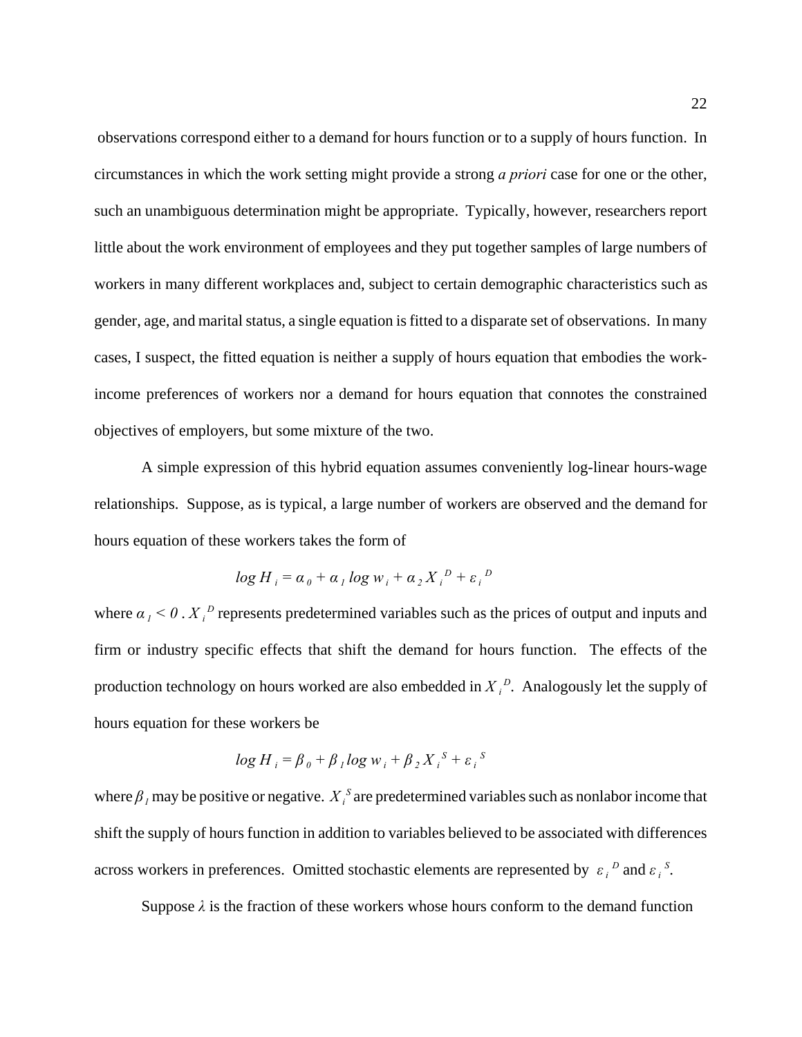observations correspond either to a demand for hours function or to a supply of hours function. In circumstances in which the work setting might provide a strong *a priori* case for one or the other, such an unambiguous determination might be appropriate. Typically, however, researchers report little about the work environment of employees and they put together samples of large numbers of workers in many different workplaces and, subject to certain demographic characteristics such as gender, age, and marital status, a single equation is fitted to a disparate set of observations. In many cases, I suspect, the fitted equation is neither a supply of hours equation that embodies the work-income preferences of workers nor a demand for hours equation that connotes the constrained objectives of employers, but some mixture of the two.

A simple expression of this hybrid equation assumes conveniently log-linear hours-wage relationships. Suppose, as is typical, a large number of workers are observed and the demand for hours equation of these workers takes the form of

$$\log H_i = \alpha_0 + \alpha_1 \log w_i + \alpha_2 X_i^D + \varepsilon_i^D$$

where $\alpha_1 < 0$ . $X_i^D$ represents predetermined variables such as the prices of output and inputs and firm or industry specific effects that shift the demand for hours function. The effects of the production technology on hours worked are also embedded in $X_i^D$. Analogously let the supply of hours equation for these workers be

$$\log H_i = \beta_0 + \beta_1 \log w_i + \beta_2 X_i^S + \varepsilon_i^S$$

where $\beta_1$ may be positive or negative. $X_i^S$ are predetermined variables such as nonlabor income that shift the supply of hours function in addition to variables believed to be associated with differences across workers in preferences. Omitted stochastic elements are represented by $\varepsilon_i^D$ and $\varepsilon_i^S$.

Suppose $\lambda$ is the fraction of these workers whose hours conform to the demand function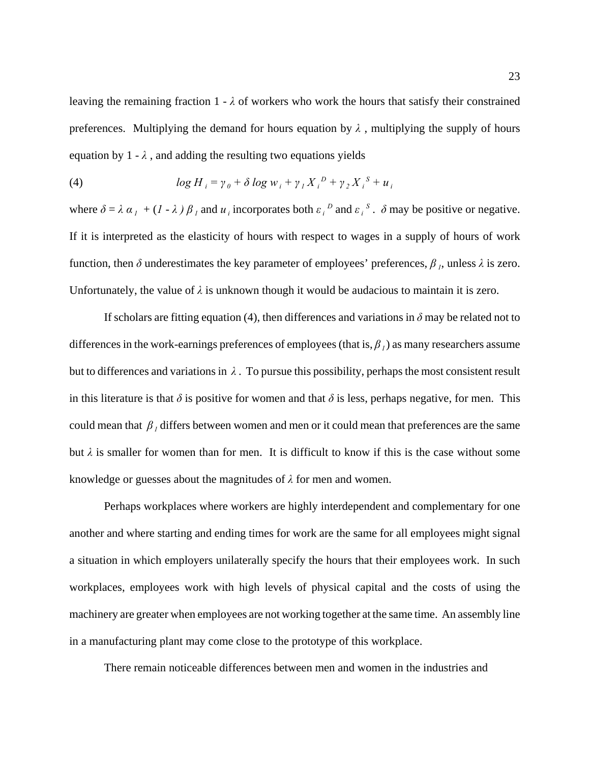leaving the remaining fraction $1 - \lambda$ of workers who work the hours that satisfy their constrained preferences. Multiplying the demand for hours equation by $\lambda$ , multiplying the supply of hours equation by $1 - \lambda$ , and adding the resulting two equations yields

$$\text{(4)} \qquad \log H_i = \gamma_0 + \delta \log w_i + \gamma_1 X_i^D + \gamma_2 X_i^S + u_i$$

where $\delta = \lambda \alpha_1 + (1 - \lambda) \beta_1$ and $u_i$ incorporates both $\varepsilon_i^D$ and $\varepsilon_i^S$ . $\delta$ may be positive or negative. If it is interpreted as the elasticity of hours with respect to wages in a supply of hours of work function, then $\delta$ underestimates the key parameter of employees' preferences, $\beta_1$, unless $\lambda$ is zero. Unfortunately, the value of $\lambda$ is unknown though it would be audacious to maintain it is zero.

If scholars are fitting equation (4), then differences and variations in $\delta$ may be related not to differences in the work-earnings preferences of employees (that is, $\beta_1$) as many researchers assume but to differences and variations in $\lambda$ . To pursue this possibility, perhaps the most consistent result in this literature is that $\delta$ is positive for women and that $\delta$ is less, perhaps negative, for men. This could mean that $\beta_1$ differs between women and men or it could mean that preferences are the same but $\lambda$ is smaller for women than for men. It is difficult to know if this is the case without some knowledge or guesses about the magnitudes of $\lambda$ for men and women.

Perhaps workplaces where workers are highly interdependent and complementary for one another and where starting and ending times for work are the same for all employees might signal a situation in which employers unilaterally specify the hours that their employees work. In such workplaces, employees work with high levels of physical capital and the costs of using the machinery are greater when employees are not working together at the same time. An assembly line in a manufacturing plant may come close to the prototype of this workplace.

There remain noticeable differences between men and women in the industries and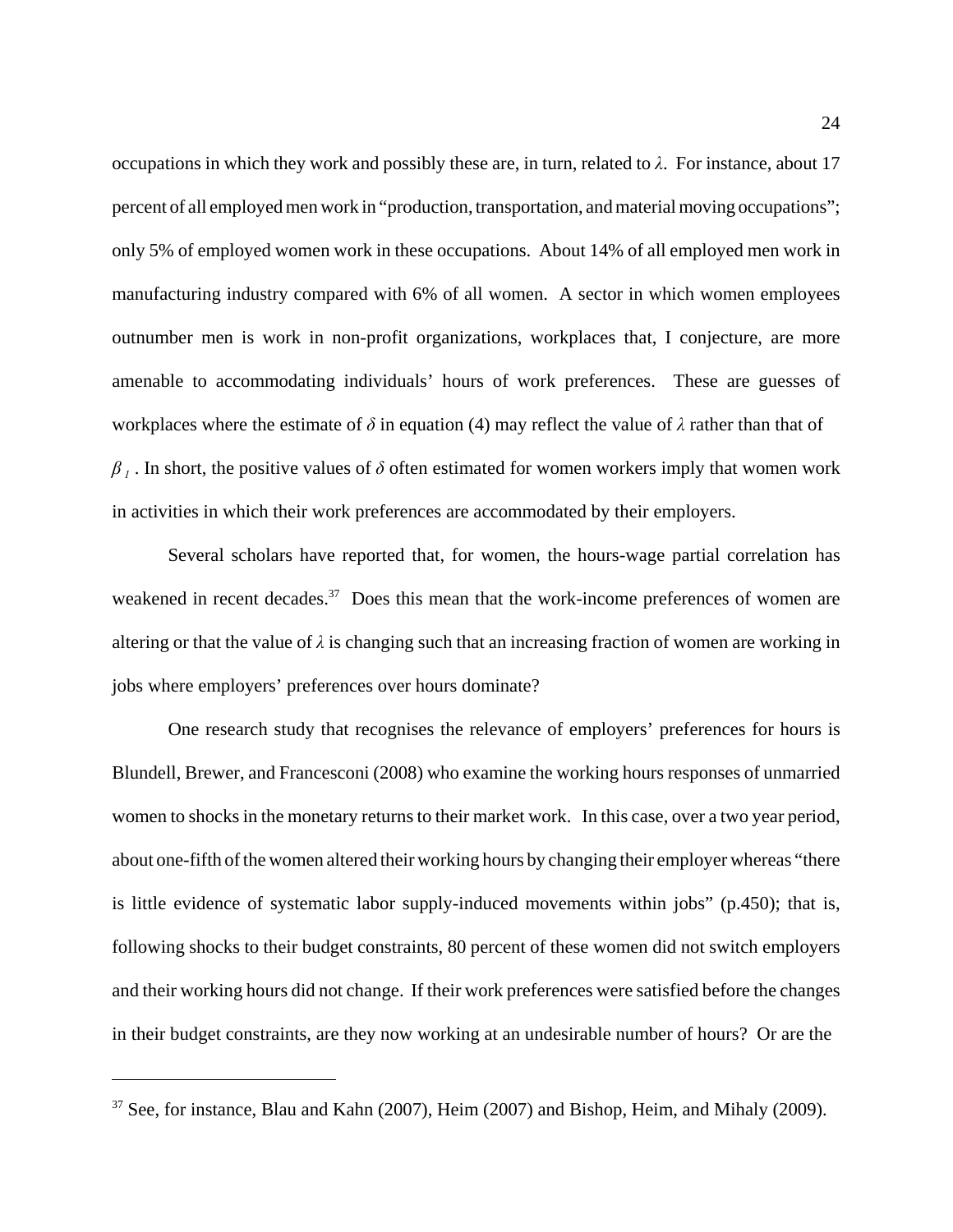occupations in which they work and possibly these are, in turn, related to $\lambda$. For instance, about 17 percent of all employed men work in "production, transportation, and material moving occupations"; only 5% of employed women work in these occupations. About 14% of all employed men work in manufacturing industry compared with 6% of all women. A sector in which women employees outnumber men is work in non-profit organizations, workplaces that, I conjecture, are more amenable to accommodating individuals' hours of work preferences. These are guesses of workplaces where the estimate of $\delta$ in equation (4) may reflect the value of $\lambda$ rather than that of $\beta_I$. In short, the positive values of $\delta$ often estimated for women workers imply that women work in activities in which their work preferences are accommodated by their employers.

Several scholars have reported that, for women, the hours-wage partial correlation has weakened in recent decades.[37] Does this mean that the work-income preferences of women are altering or that the value of $\lambda$ is changing such that an increasing fraction of women are working in jobs where employers' preferences over hours dominate?

One research study that recognises the relevance of employers' preferences for hours is Blundell, Brewer, and Francesconi (2008) who examine the working hours responses of unmarried women to shocks in the monetary returns to their market work. In this case, over a two year period, about one-fifth of the women altered their working hours by changing their employer whereas "there is little evidence of systematic labor supply-induced movements within jobs" (p.450); that is, following shocks to their budget constraints, 80 percent of these women did not switch employers and their working hours did not change. If their work preferences were satisfied before the changes in their budget constraints, are they now working at an undesirable number of hours? Or are the

[37] See, for instance, Blau and Kahn (2007), Heim (2007) and Bishop, Heim, and Mihaly (2009).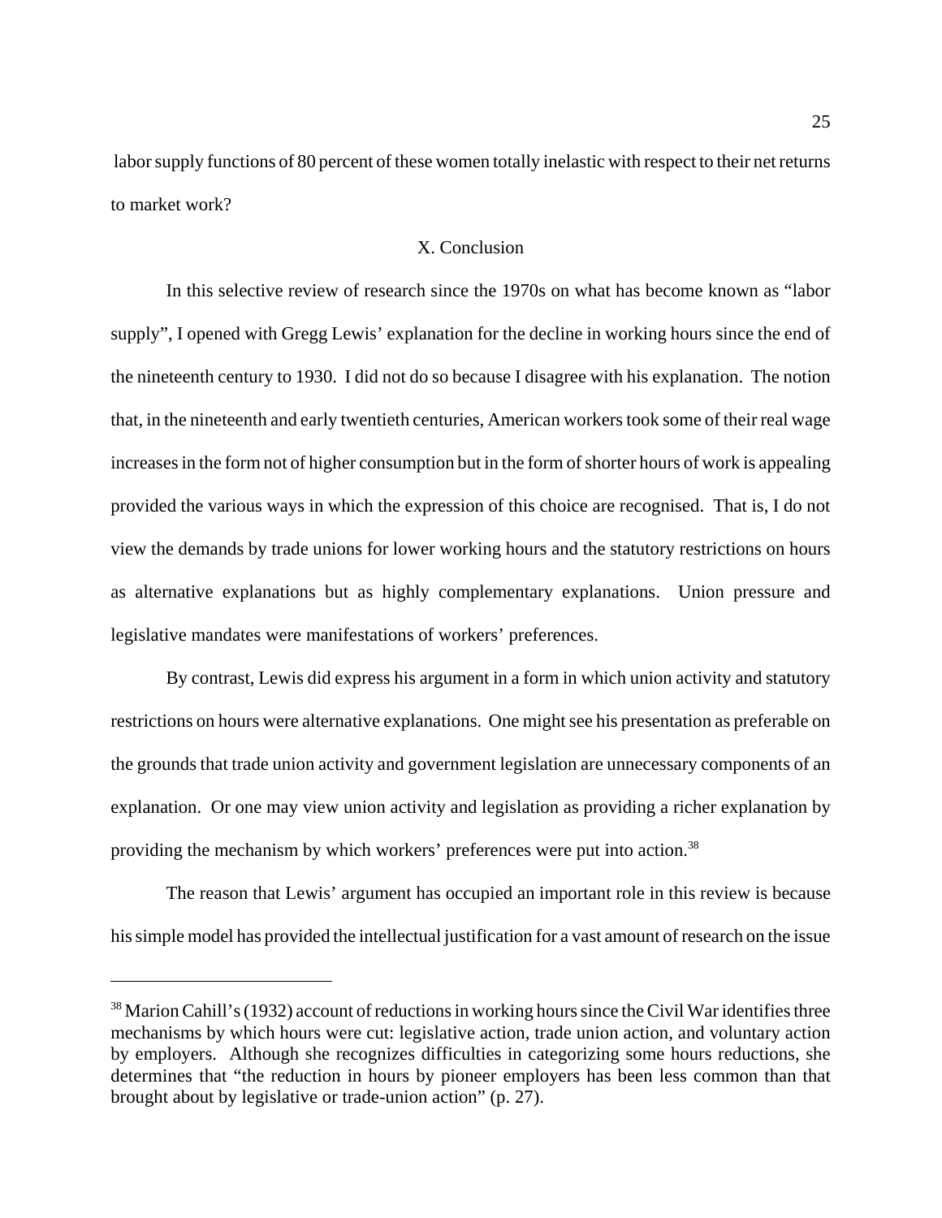labor supply functions of 80 percent of these women totally inelastic with respect to their net returns to market work?

## X. Conclusion

In this selective review of research since the 1970s on what has become known as "labor supply", I opened with Gregg Lewis' explanation for the decline in working hours since the end of the nineteenth century to 1930. I did not do so because I disagree with his explanation. The notion that, in the nineteenth and early twentieth centuries, American workers took some of their real wage increases in the form not of higher consumption but in the form of shorter hours of work is appealing provided the various ways in which the expression of this choice are recognised. That is, I do not view the demands by trade unions for lower working hours and the statutory restrictions on hours as alternative explanations but as highly complementary explanations. Union pressure and legislative mandates were manifestations of workers' preferences.

By contrast, Lewis did express his argument in a form in which union activity and statutory restrictions on hours were alternative explanations. One might see his presentation as preferable on the grounds that trade union activity and government legislation are unnecessary components of an explanation. Or one may view union activity and legislation as providing a richer explanation by providing the mechanism by which workers' preferences were put into action.[38]

The reason that Lewis' argument has occupied an important role in this review is because his simple model has provided the intellectual justification for a vast amount of research on the issue

---

[38] Marion Cahill's (1932) account of reductions in working hours since the Civil War identifies three mechanisms by which hours were cut: legislative action, trade union action, and voluntary action by employers. Although she recognizes difficulties in categorizing some hours reductions, she determines that "the reduction in hours by pioneer employers has been less common than that brought about by legislative or trade-union action" (p. 27).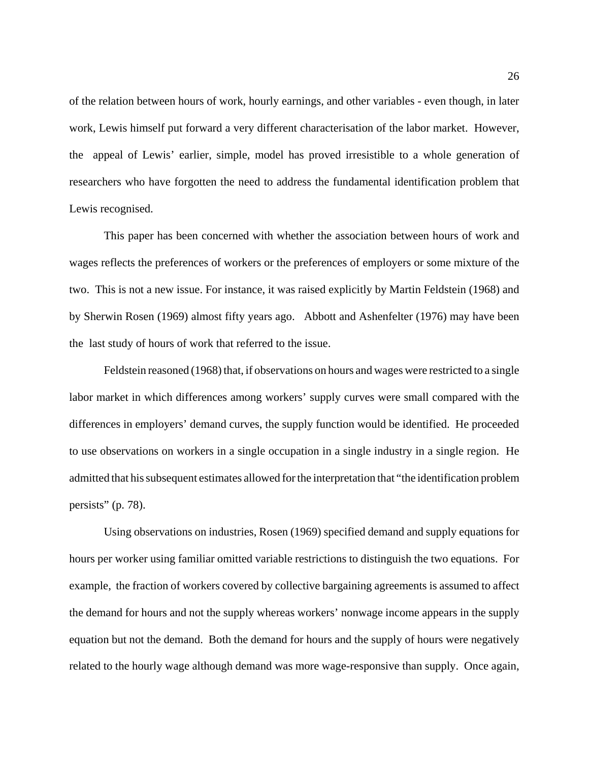of the relation between hours of work, hourly earnings, and other variables - even though, in later work, Lewis himself put forward a very different characterisation of the labor market. However, the appeal of Lewis' earlier, simple, model has proved irresistible to a whole generation of researchers who have forgotten the need to address the fundamental identification problem that Lewis recognised.

This paper has been concerned with whether the association between hours of work and wages reflects the preferences of workers or the preferences of employers or some mixture of the two. This is not a new issue. For instance, it was raised explicitly by Martin Feldstein (1968) and by Sherwin Rosen (1969) almost fifty years ago. Abbott and Ashenfelter (1976) may have been the last study of hours of work that referred to the issue.

Feldstein reasoned (1968) that, if observations on hours and wages were restricted to a single labor market in which differences among workers' supply curves were small compared with the differences in employers' demand curves, the supply function would be identified. He proceeded to use observations on workers in a single occupation in a single industry in a single region. He admitted that his subsequent estimates allowed for the interpretation that "the identification problem persists" (p. 78).

Using observations on industries, Rosen (1969) specified demand and supply equations for hours per worker using familiar omitted variable restrictions to distinguish the two equations. For example, the fraction of workers covered by collective bargaining agreements is assumed to affect the demand for hours and not the supply whereas workers' nonwage income appears in the supply equation but not the demand. Both the demand for hours and the supply of hours were negatively related to the hourly wage although demand was more wage-responsive than supply. Once again,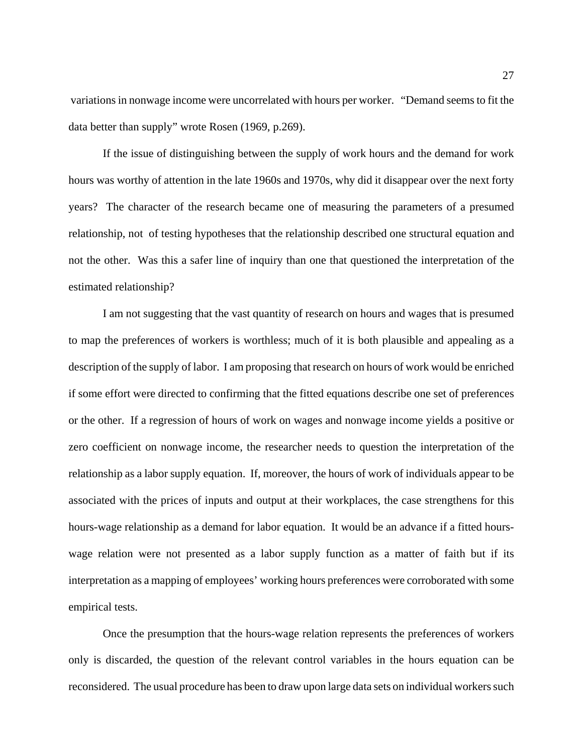variations in nonwage income were uncorrelated with hours per worker. "Demand seems to fit the data better than supply" wrote Rosen (1969, p.269).

If the issue of distinguishing between the supply of work hours and the demand for work hours was worthy of attention in the late 1960s and 1970s, why did it disappear over the next forty years? The character of the research became one of measuring the parameters of a presumed relationship, not of testing hypotheses that the relationship described one structural equation and not the other. Was this a safer line of inquiry than one that questioned the interpretation of the estimated relationship?

I am not suggesting that the vast quantity of research on hours and wages that is presumed to map the preferences of workers is worthless; much of it is both plausible and appealing as a description of the supply of labor. I am proposing that research on hours of work would be enriched if some effort were directed to confirming that the fitted equations describe one set of preferences or the other. If a regression of hours of work on wages and nonwage income yields a positive or zero coefficient on nonwage income, the researcher needs to question the interpretation of the relationship as a labor supply equation. If, moreover, the hours of work of individuals appear to be associated with the prices of inputs and output at their workplaces, the case strengthens for this hours-wage relationship as a demand for labor equation. It would be an advance if a fitted hours-wage relation were not presented as a labor supply function as a matter of faith but if its interpretation as a mapping of employees' working hours preferences were corroborated with some empirical tests.

Once the presumption that the hours-wage relation represents the preferences of workers only is discarded, the question of the relevant control variables in the hours equation can be reconsidered. The usual procedure has been to draw upon large data sets on individual workers such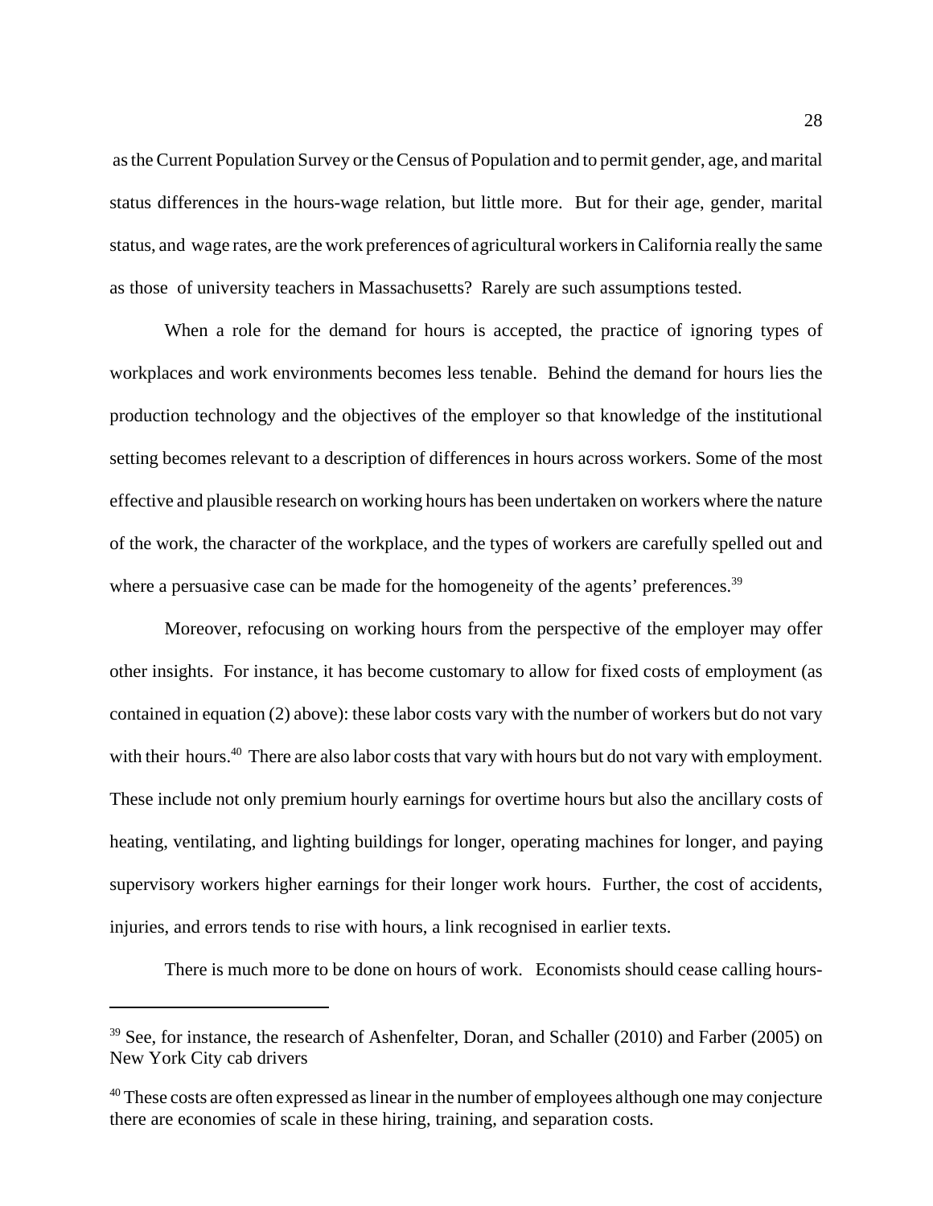as the Current Population Survey or the Census of Population and to permit gender, age, and marital status differences in the hours-wage relation, but little more. But for their age, gender, marital status, and wage rates, are the work preferences of agricultural workers in California really the same as those of university teachers in Massachusetts? Rarely are such assumptions tested.

When a role for the demand for hours is accepted, the practice of ignoring types of workplaces and work environments becomes less tenable. Behind the demand for hours lies the production technology and the objectives of the employer so that knowledge of the institutional setting becomes relevant to a description of differences in hours across workers. Some of the most effective and plausible research on working hours has been undertaken on workers where the nature of the work, the character of the workplace, and the types of workers are carefully spelled out and where a persuasive case can be made for the homogeneity of the agents' preferences.[39]

Moreover, refocusing on working hours from the perspective of the employer may offer other insights. For instance, it has become customary to allow for fixed costs of employment (as contained in equation (2) above): these labor costs vary with the number of workers but do not vary with their hours.[40] There are also labor costs that vary with hours but do not vary with employment. These include not only premium hourly earnings for overtime hours but also the ancillary costs of heating, ventilating, and lighting buildings for longer, operating machines for longer, and paying supervisory workers higher earnings for their longer work hours. Further, the cost of accidents, injuries, and errors tends to rise with hours, a link recognised in earlier texts.

There is much more to be done on hours of work. Economists should cease calling hours-

---

[39] See, for instance, the research of Ashenfelter, Doran, and Schaller (2010) and Farber (2005) on New York City cab drivers

[40] These costs are often expressed as linear in the number of employees although one may conjecture there are economies of scale in these hiring, training, and separation costs.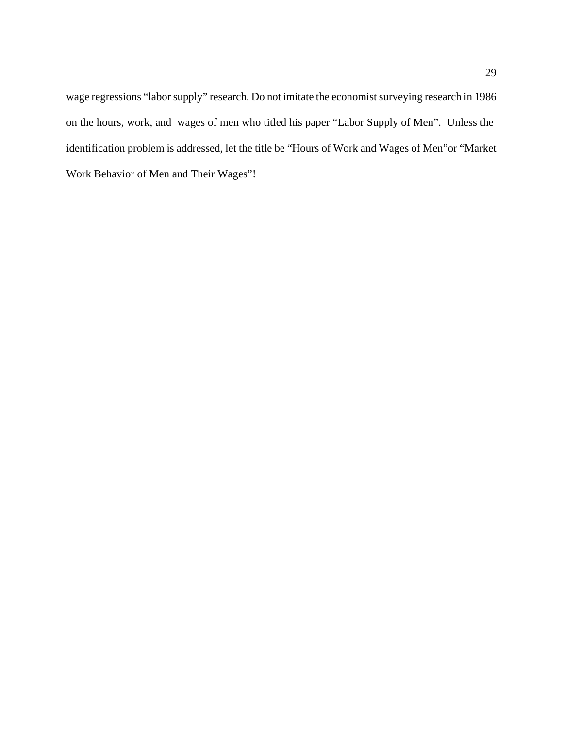wage regressions "labor supply" research. Do not imitate the economist surveying research in 1986 on the hours, work, and wages of men who titled his paper "Labor Supply of Men". Unless the identification problem is addressed, let the title be "Hours of Work and Wages of Men"or "Market Work Behavior of Men and Their Wages"!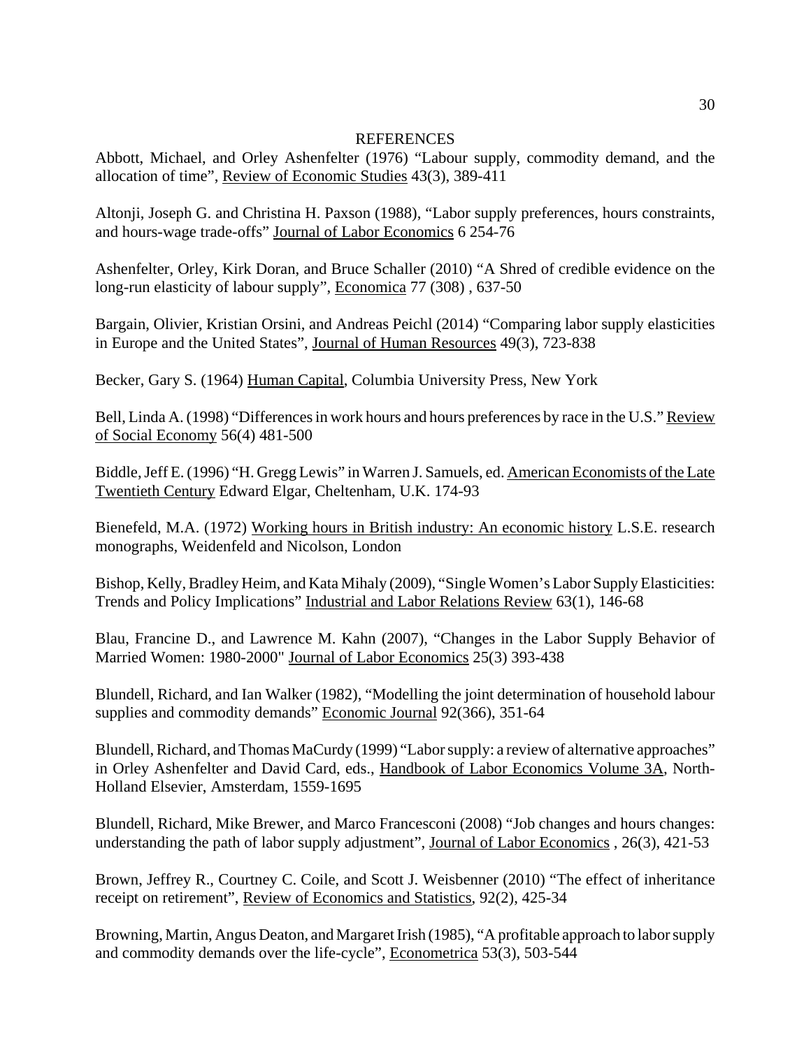## REFERENCES

Abbott, Michael, and Orley Ashenfelter (1976) "Labour supply, commodity demand, and the allocation of time", Review of Economic Studies 43(3), 389-411

Altonji, Joseph G. and Christina H. Paxson (1988), "Labor supply preferences, hours constraints, and hours-wage trade-offs" Journal of Labor Economics 6 254-76

Ashenfelter, Orley, Kirk Doran, and Bruce Schaller (2010) "A Shred of credible evidence on the long-run elasticity of labour supply", Economica 77 (308) , 637-50

Bargain, Olivier, Kristian Orsini, and Andreas Peichl (2014) "Comparing labor supply elasticities in Europe and the United States", Journal of Human Resources 49(3), 723-838

Becker, Gary S. (1964) Human Capital, Columbia University Press, New York

Bell, Linda A. (1998) "Differences in work hours and hours preferences by race in the U.S." Review of Social Economy 56(4) 481-500

Biddle, Jeff E. (1996) "H. Gregg Lewis" in Warren J. Samuels, ed. American Economists of the Late Twentieth Century Edward Elgar, Cheltenham, U.K. 174-93

Bienefeld, M.A. (1972) Working hours in British industry: An economic history L.S.E. research monographs, Weidenfeld and Nicolson, London

Bishop, Kelly, Bradley Heim, and Kata Mihaly (2009), "Single Women's Labor Supply Elasticities: Trends and Policy Implications" Industrial and Labor Relations Review 63(1), 146-68

Blau, Francine D., and Lawrence M. Kahn (2007), "Changes in the Labor Supply Behavior of Married Women: 1980-2000" Journal of Labor Economics 25(3) 393-438

Blundell, Richard, and Ian Walker (1982), "Modelling the joint determination of household labour supplies and commodity demands" Economic Journal 92(366), 351-64

Blundell, Richard, and Thomas MaCurdy (1999) "Labor supply: a review of alternative approaches" in Orley Ashenfelter and David Card, eds., Handbook of Labor Economics Volume 3A, North-Holland Elsevier, Amsterdam, 1559-1695

Blundell, Richard, Mike Brewer, and Marco Francesconi (2008) "Job changes and hours changes: understanding the path of labor supply adjustment", Journal of Labor Economics , 26(3), 421-53

Brown, Jeffrey R., Courtney C. Coile, and Scott J. Weisbenner (2010) "The effect of inheritance receipt on retirement", Review of Economics and Statistics, 92(2), 425-34

Browning, Martin, Angus Deaton, and Margaret Irish (1985), "A profitable approach to labor supply and commodity demands over the life-cycle", Econometrica 53(3), 503-544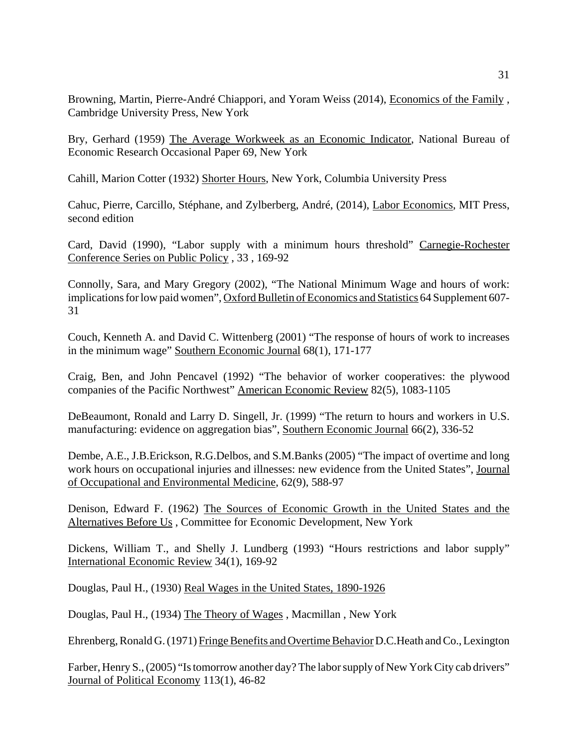Browning, Martin, Pierre-André Chiappori, and Yoram Weiss (2014), Economics of the Family , Cambridge University Press, New York

Bry, Gerhard (1959) The Average Workweek as an Economic Indicator, National Bureau of Economic Research Occasional Paper 69, New York

Cahill, Marion Cotter (1932) Shorter Hours, New York, Columbia University Press

Cahuc, Pierre, Carcillo, Stéphane, and Zylberberg, André, (2014), Labor Economics, MIT Press, second edition

Card, David (1990), "Labor supply with a minimum hours threshold" Carnegie-Rochester Conference Series on Public Policy , 33 , 169-92

Connolly, Sara, and Mary Gregory (2002), "The National Minimum Wage and hours of work: implications for low paid women", Oxford Bulletin of Economics and Statistics 64 Supplement 607-31

Couch, Kenneth A. and David C. Wittenberg (2001) "The response of hours of work to increases in the minimum wage" Southern Economic Journal 68(1), 171-177

Craig, Ben, and John Pencavel (1992) "The behavior of worker cooperatives: the plywood companies of the Pacific Northwest" American Economic Review 82(5), 1083-1105

DeBeaumont, Ronald and Larry D. Singell, Jr. (1999) "The return to hours and workers in U.S. manufacturing: evidence on aggregation bias", Southern Economic Journal 66(2), 336-52

Dembe, A.E., J.B.Erickson, R.G.Delbos, and S.M.Banks (2005) "The impact of overtime and long work hours on occupational injuries and illnesses: new evidence from the United States", Journal of Occupational and Environmental Medicine, 62(9), 588-97

Denison, Edward F. (1962) The Sources of Economic Growth in the United States and the Alternatives Before Us , Committee for Economic Development, New York

Dickens, William T., and Shelly J. Lundberg (1993) "Hours restrictions and labor supply" International Economic Review 34(1), 169-92

Douglas, Paul H., (1930) Real Wages in the United States, 1890-1926

Douglas, Paul H., (1934) The Theory of Wages , Macmillan , New York

Ehrenberg, Ronald G. (1971) Fringe Benefits and Overtime Behavior D.C.Heath and Co., Lexington

Farber, Henry S., (2005) "Is tomorrow another day? The labor supply of New York City cab drivers" Journal of Political Economy 113(1), 46-82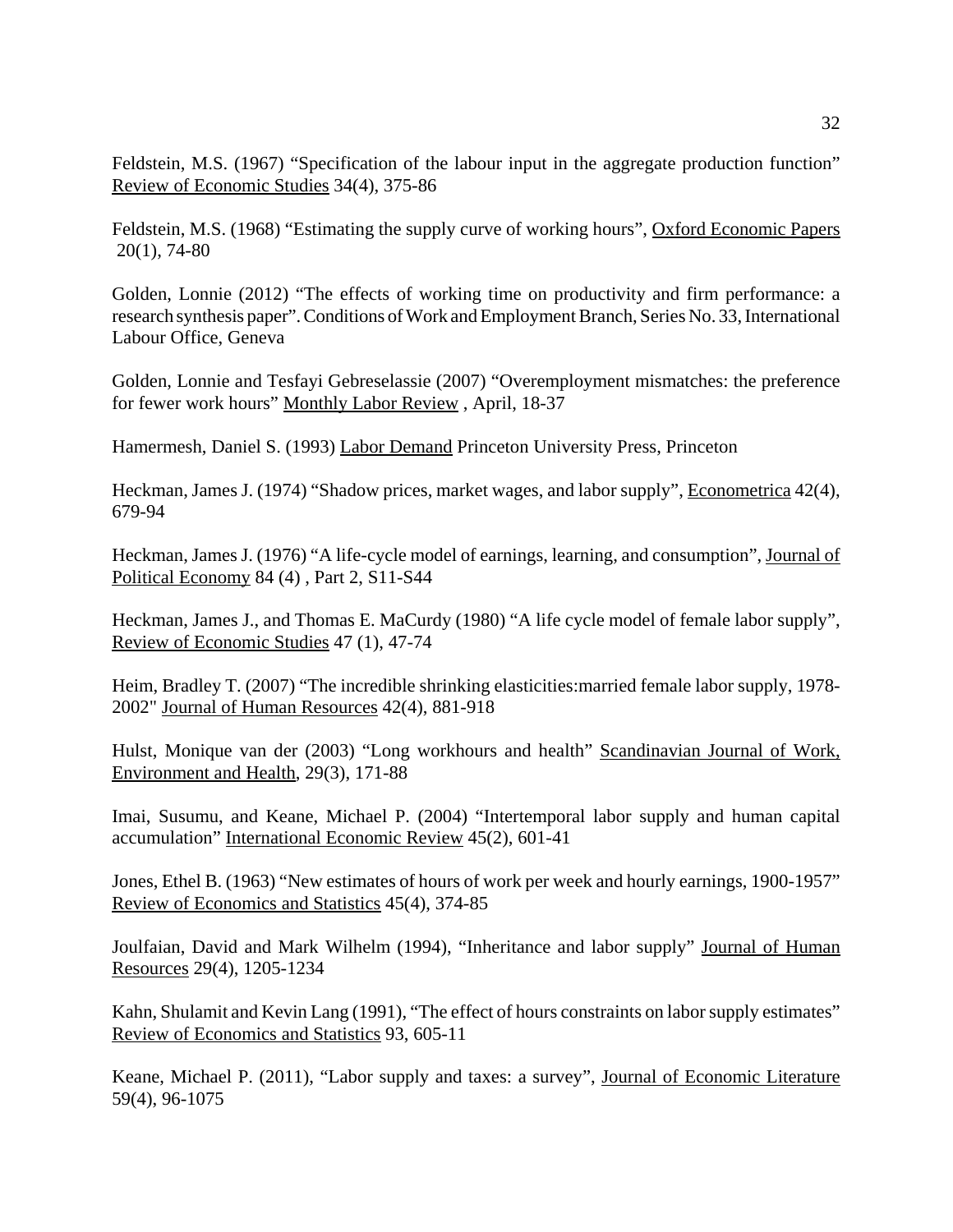Feldstein, M.S. (1967) “Specification of the labour input in the aggregate production function” Review of Economic Studies 34(4), 375-86

Feldstein, M.S. (1968) “Estimating the supply curve of working hours”, Oxford Economic Papers 20(1), 74-80

Golden, Lonnie (2012) “The effects of working time on productivity and firm performance: a research synthesis paper”. Conditions of Work and Employment Branch, Series No. 33, International Labour Office, Geneva

Golden, Lonnie and Tesfayi Gebreselassie (2007) “Overemployment mismatches: the preference for fewer work hours” Monthly Labor Review , April, 18-37

Hamermesh, Daniel S. (1993) Labor Demand Princeton University Press, Princeton

Heckman, James J. (1974) “Shadow prices, market wages, and labor supply”, Econometrica 42(4), 679-94

Heckman, James J. (1976) “A life-cycle model of earnings, learning, and consumption”, Journal of Political Economy 84 (4) , Part 2, S11-S44

Heckman, James J., and Thomas E. MaCurdy (1980) “A life cycle model of female labor supply”, Review of Economic Studies 47 (1), 47-74

Heim, Bradley T. (2007) “The incredible shrinking elasticities:married female labor supply, 1978-2002" Journal of Human Resources 42(4), 881-918

Hulst, Monique van der (2003) “Long workhours and health” Scandinavian Journal of Work, Environment and Health, 29(3), 171-88

Imai, Susumu, and Keane, Michael P. (2004) “Intertemporal labor supply and human capital accumulation” International Economic Review 45(2), 601-41

Jones, Ethel B. (1963) “New estimates of hours of work per week and hourly earnings, 1900-1957” Review of Economics and Statistics 45(4), 374-85

Joulfaian, David and Mark Wilhelm (1994), “Inheritance and labor supply” Journal of Human Resources 29(4), 1205-1234

Kahn, Shulamit and Kevin Lang (1991), “The effect of hours constraints on labor supply estimates” Review of Economics and Statistics 93, 605-11

Keane, Michael P. (2011), “Labor supply and taxes: a survey”, Journal of Economic Literature 59(4), 96-1075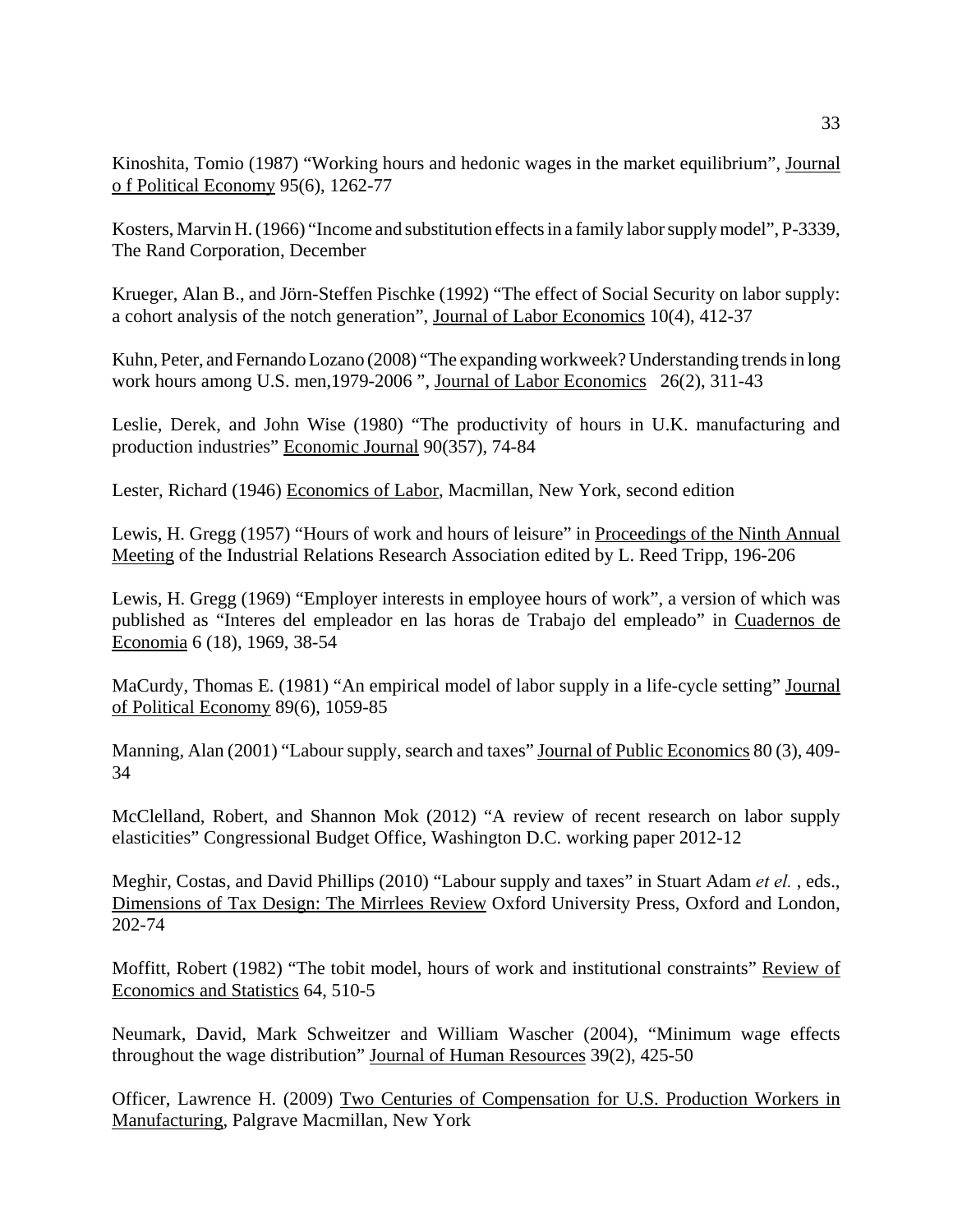Kinoshita, Tomio (1987) “Working hours and hedonic wages in the market equilibrium”, Journal o f Political Economy 95(6), 1262-77

Kosters, Marvin H. (1966) “Income and substitution effects in a family labor supply model”, P-3339, The Rand Corporation, December

Krueger, Alan B., and Jörn-Steffen Pischke (1992) “The effect of Social Security on labor supply: a cohort analysis of the notch generation”, Journal of Labor Economics 10(4), 412-37

Kuhn, Peter, and Fernando Lozano (2008) “The expanding workweek? Understanding trends in long work hours among U.S. men,1979-2006 ”, Journal of Labor Economics 26(2), 311-43

Leslie, Derek, and John Wise (1980) “The productivity of hours in U.K. manufacturing and production industries” Economic Journal 90(357), 74-84

Lester, Richard (1946) Economics of Labor, Macmillan, New York, second edition

Lewis, H. Gregg (1957) “Hours of work and hours of leisure” in Proceedings of the Ninth Annual Meeting of the Industrial Relations Research Association edited by L. Reed Tripp, 196-206

Lewis, H. Gregg (1969) “Employer interests in employee hours of work”, a version of which was published as “Interes del empleador en las horas de Trabajo del empleado” in Cuadernos de Economia 6 (18), 1969, 38-54

MaCurdy, Thomas E. (1981) “An empirical model of labor supply in a life-cycle setting” Journal of Political Economy 89(6), 1059-85

Manning, Alan (2001) “Labour supply, search and taxes” Journal of Public Economics 80 (3), 409-34

McClelland, Robert, and Shannon Mok (2012) “A review of recent research on labor supply elasticities” Congressional Budget Office, Washington D.C. working paper 2012-12

Meghir, Costas, and David Phillips (2010) “Labour supply and taxes” in Stuart Adam *et el.* , eds., Dimensions of Tax Design: The Mirrlees Review Oxford University Press, Oxford and London, 202-74

Moffitt, Robert (1982) “The tobit model, hours of work and institutional constraints” Review of Economics and Statistics 64, 510-5

Neumark, David, Mark Schweitzer and William Wascher (2004), “Minimum wage effects throughout the wage distribution” Journal of Human Resources 39(2), 425-50

Officer, Lawrence H. (2009) Two Centuries of Compensation for U.S. Production Workers in Manufacturing, Palgrave Macmillan, New York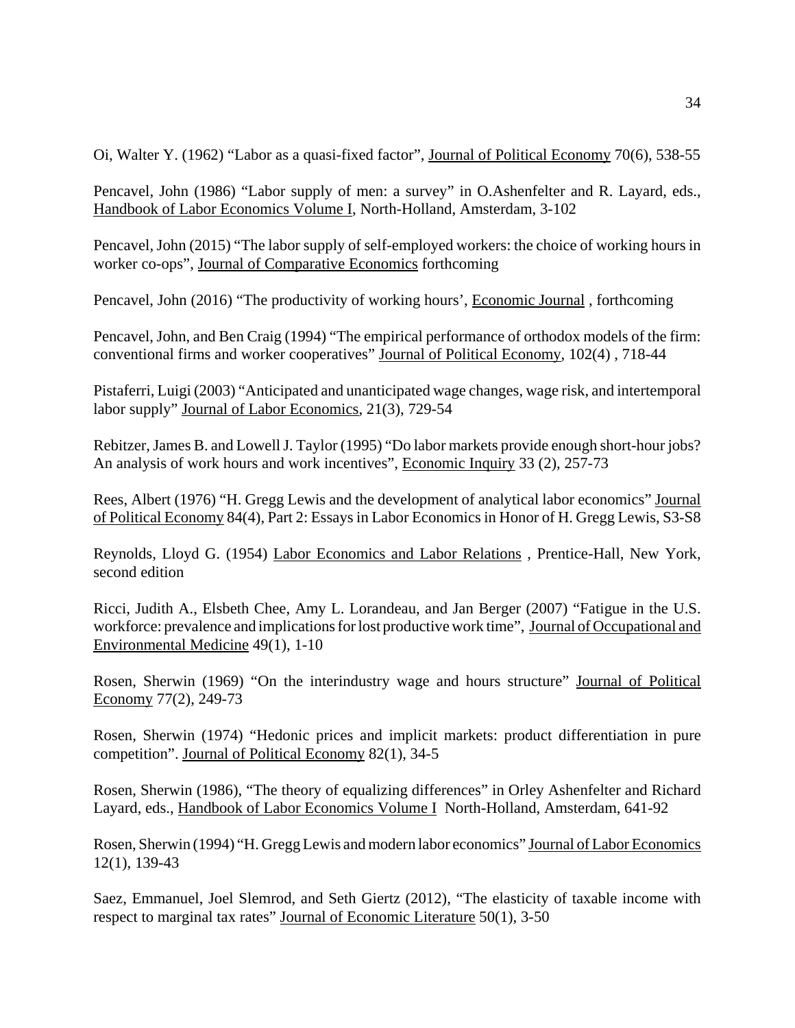Oi, Walter Y. (1962) "Labor as a quasi-fixed factor", Journal of Political Economy 70(6), 538-55

Pencavel, John (1986) "Labor supply of men: a survey" in O.Ashenfelter and R. Layard, eds., Handbook of Labor Economics Volume I, North-Holland, Amsterdam, 3-102

Pencavel, John (2015) "The labor supply of self-employed workers: the choice of working hours in worker co-ops", Journal of Comparative Economics forthcoming

Pencavel, John (2016) "The productivity of working hours', Economic Journal , forthcoming

Pencavel, John, and Ben Craig (1994) "The empirical performance of orthodox models of the firm: conventional firms and worker cooperatives" Journal of Political Economy, 102(4) , 718-44

Pistaferri, Luigi (2003) "Anticipated and unanticipated wage changes, wage risk, and intertemporal labor supply" Journal of Labor Economics, 21(3), 729-54

Rebitzer, James B. and Lowell J. Taylor (1995) "Do labor markets provide enough short-hour jobs? An analysis of work hours and work incentives", Economic Inquiry 33 (2), 257-73

Rees, Albert (1976) "H. Gregg Lewis and the development of analytical labor economics" Journal of Political Economy 84(4), Part 2: Essays in Labor Economics in Honor of H. Gregg Lewis, S3-S8

Reynolds, Lloyd G. (1954) Labor Economics and Labor Relations , Prentice-Hall, New York, second edition

Ricci, Judith A., Elsbeth Chee, Amy L. Lorandeau, and Jan Berger (2007) "Fatigue in the U.S. workforce: prevalence and implications for lost productive work time", Journal of Occupational and Environmental Medicine 49(1), 1-10

Rosen, Sherwin (1969) "On the interindustry wage and hours structure" Journal of Political Economy 77(2), 249-73

Rosen, Sherwin (1974) "Hedonic prices and implicit markets: product differentiation in pure competition". Journal of Political Economy 82(1), 34-5

Rosen, Sherwin (1986), "The theory of equalizing differences" in Orley Ashenfelter and Richard Layard, eds., Handbook of Labor Economics Volume I North-Holland, Amsterdam, 641-92

Rosen, Sherwin (1994) "H. Gregg Lewis and modern labor economics" Journal of Labor Economics 12(1), 139-43

Saez, Emmanuel, Joel Slemrod, and Seth Giertz (2012), "The elasticity of taxable income with respect to marginal tax rates" Journal of Economic Literature 50(1), 3-50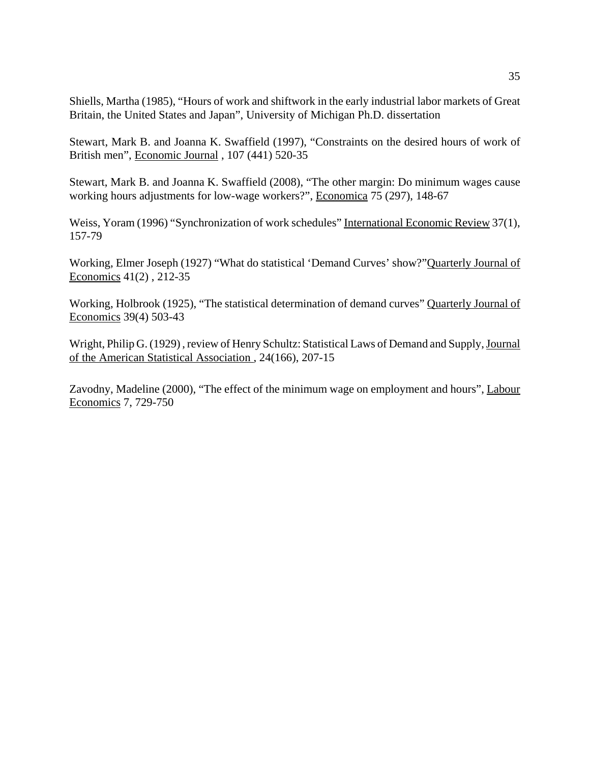Shiells, Martha (1985), "Hours of work and shiftwork in the early industrial labor markets of Great Britain, the United States and Japan", University of Michigan Ph.D. dissertation

Stewart, Mark B. and Joanna K. Swaffield (1997), "Constraints on the desired hours of work of British men", Economic Journal , 107 (441) 520-35

Stewart, Mark B. and Joanna K. Swaffield (2008), "The other margin: Do minimum wages cause working hours adjustments for low-wage workers?", Economica 75 (297), 148-67

Weiss, Yoram (1996) "Synchronization of work schedules" International Economic Review 37(1), 157-79

Working, Elmer Joseph (1927) "What do statistical 'Demand Curves' show?"Quarterly Journal of Economics 41(2) , 212-35

Working, Holbrook (1925), "The statistical determination of demand curves" Quarterly Journal of Economics 39(4) 503-43

Wright, Philip G. (1929) , review of Henry Schultz: Statistical Laws of Demand and Supply, Journal of the American Statistical Association , 24(166), 207-15

Zavodny, Madeline (2000), "The effect of the minimum wage on employment and hours", Labour Economics 7, 729-750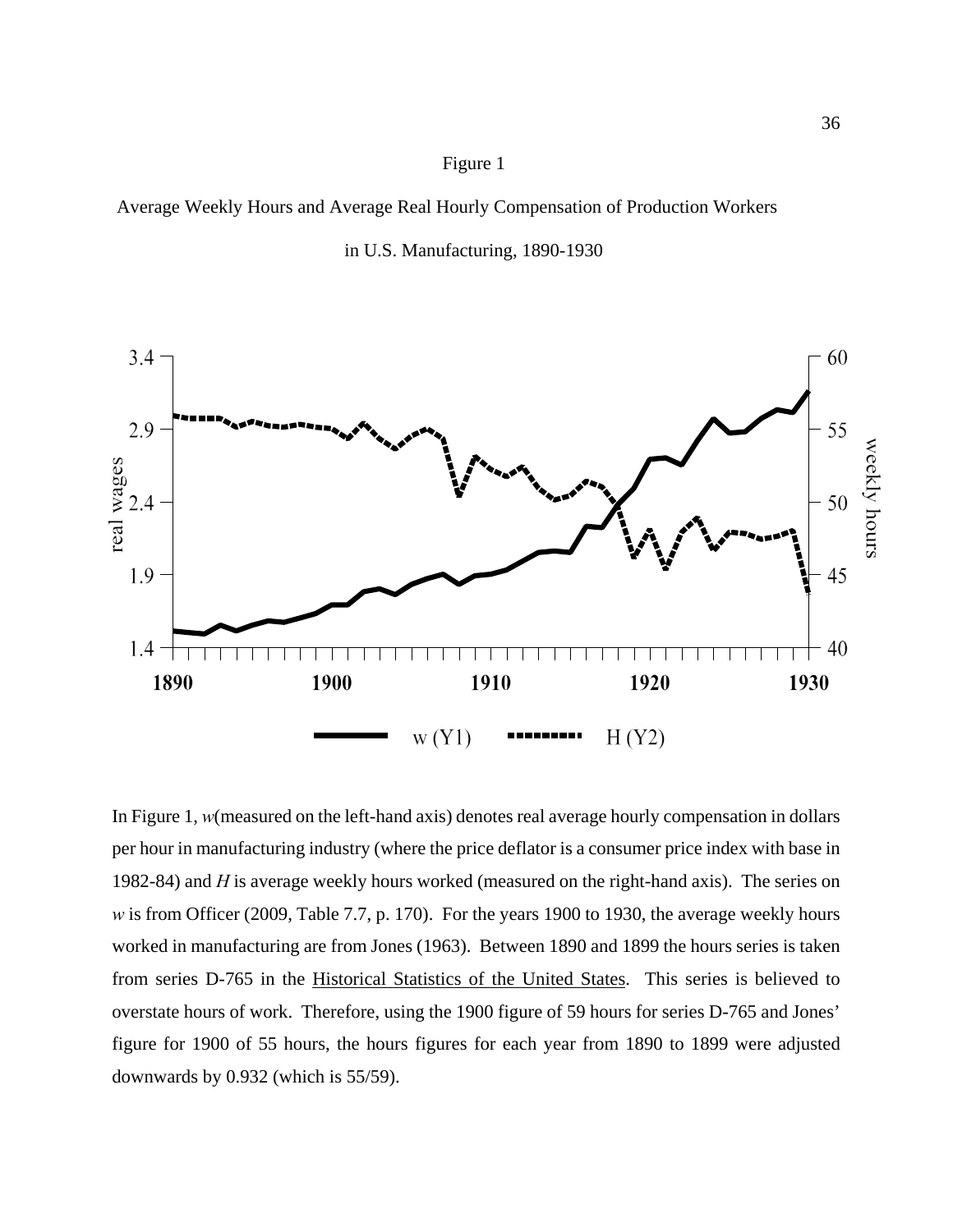Figure 1

Average Weekly Hours and Average Real Hourly Compensation of Production Workers

in U.S. Manufacturing, 1890-1930

In Figure 1, *w*(measured on the left-hand axis) denotes real average hourly compensation in dollars per hour in manufacturing industry (where the price deflator is a consumer price index with base in 1982-84) and *H* is average weekly hours worked (measured on the right-hand axis). The series on *w* is from Officer (2009, Table 7.7, p. 170). For the years 1900 to 1930, the average weekly hours worked in manufacturing are from Jones (1963). Between 1890 and 1899 the hours series is taken from series D-765 in the Historical Statistics of the United States. This series is believed to overstate hours of work. Therefore, using the 1900 figure of 59 hours for series D-765 and Jones' figure for 1900 of 55 hours, the hours figures for each year from 1890 to 1899 were adjusted downwards by 0.932 (which is 55/59).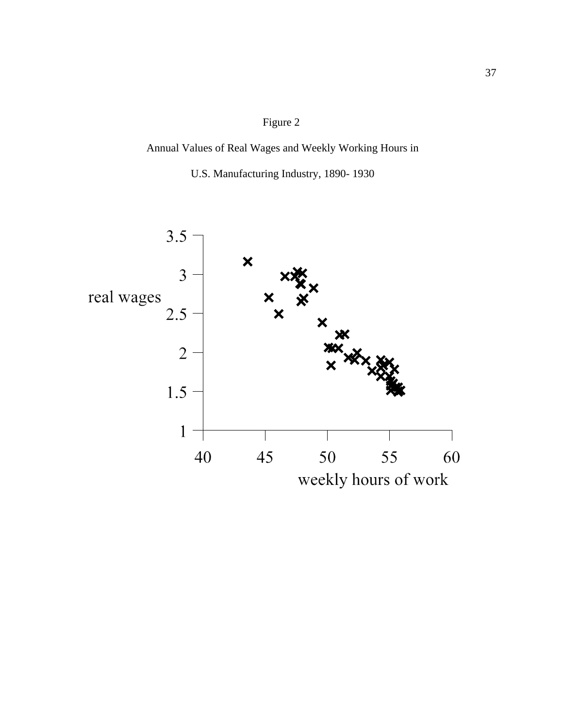Figure 2

Annual Values of Real Wages and Weekly Working Hours in

U.S. Manufacturing Industry, 1890- 1930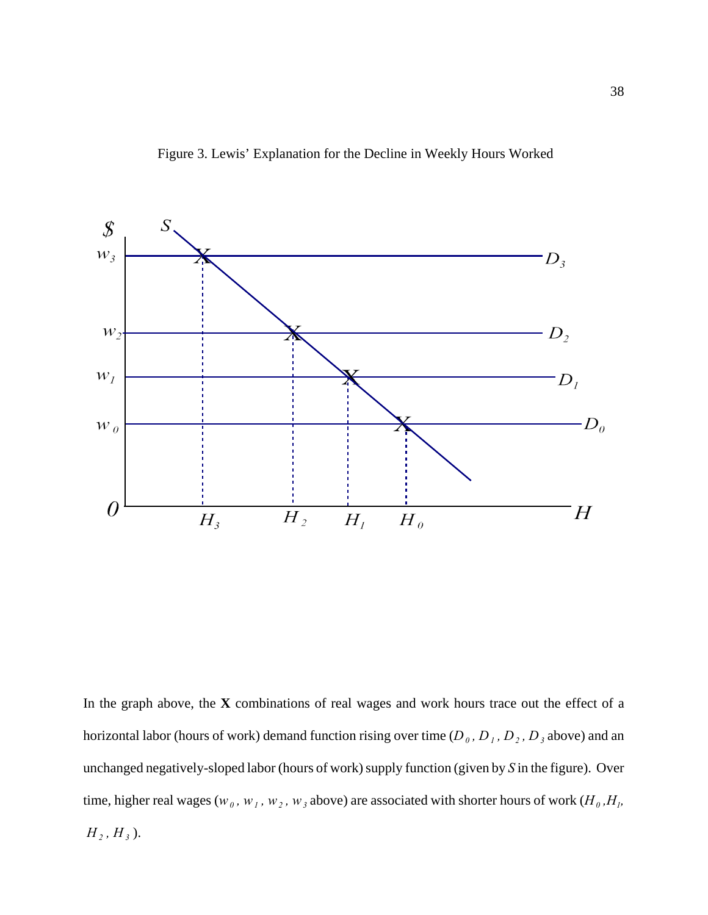Figure 3. Lewis' Explanation for the Decline in Weekly Hours Worked

In the graph above, the **X** combinations of real wages and work hours trace out the effect of a horizontal labor (hours of work) demand function rising over time ($D_0$, $D_1$, $D_2$, $D_3$ above) and an unchanged negatively-sloped labor (hours of work) supply function (given by $S$ in the figure). Over time, higher real wages ($w_0$, $w_1$, $w_2$, $w_3$ above) are associated with shorter hours of work ($H_0$, $H_1$, $H_2$, $H_3$).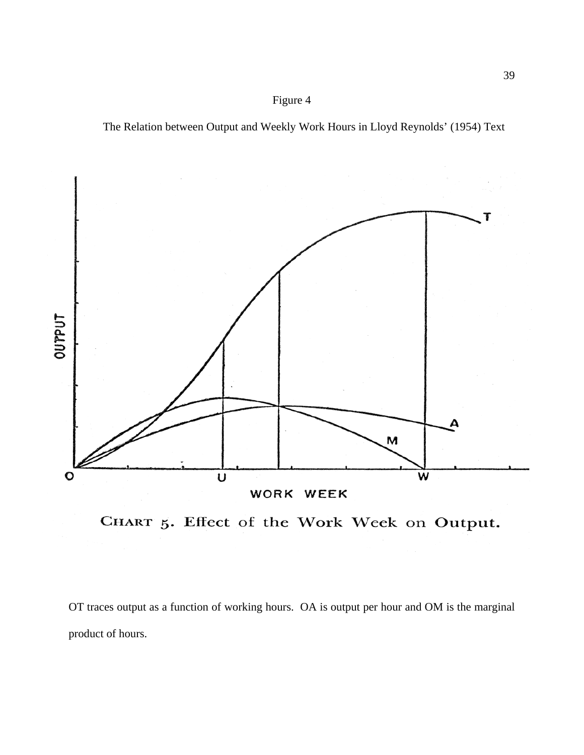Figure 4

The Relation between Output and Weekly Work Hours in Lloyd Reynolds' (1954) Text

CHART 5. Effect of the Work Week on Output.

OT traces output as a function of working hours. OA is output per hour and OM is the marginal product of hours.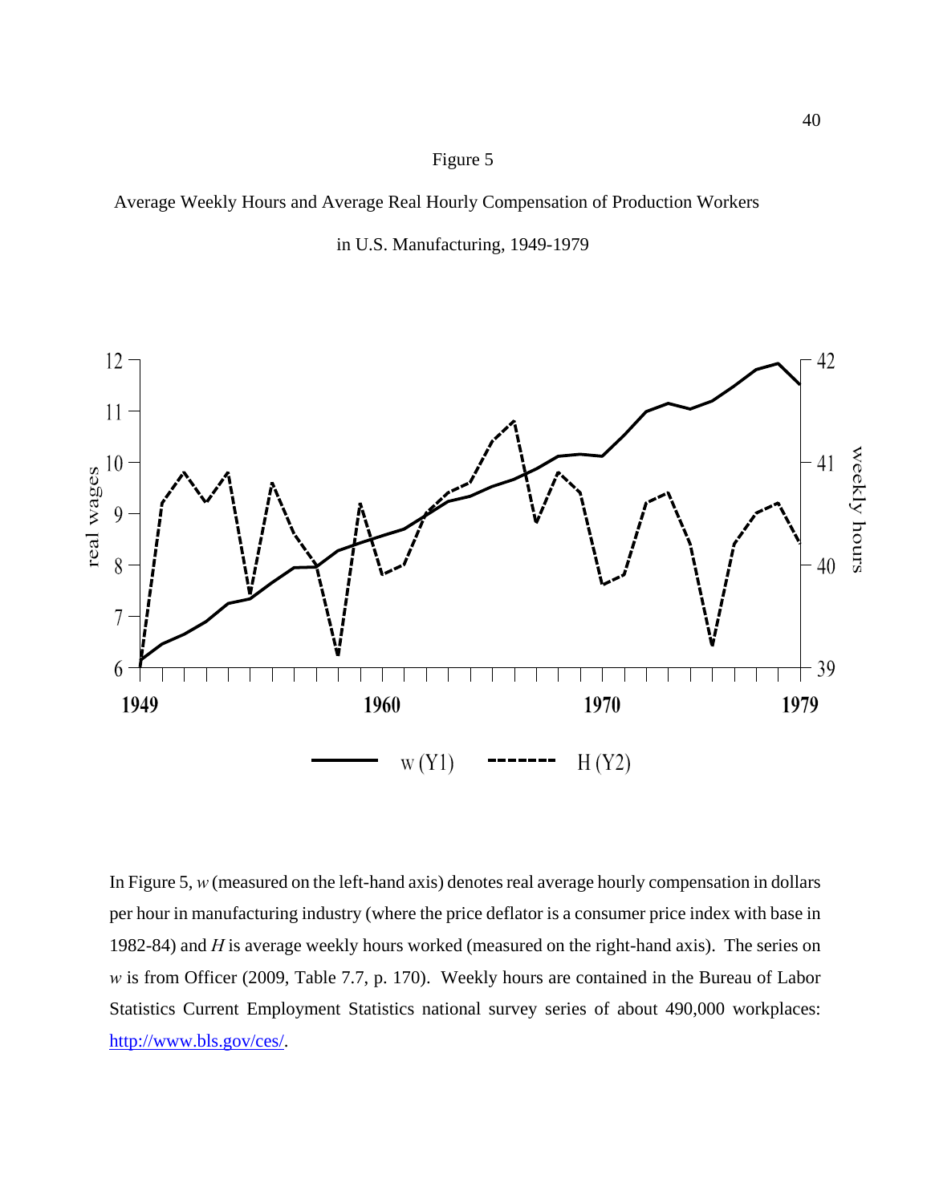Figure 5

Average Weekly Hours and Average Real Hourly Compensation of Production Workers

in U.S. Manufacturing, 1949-1979

real wages

12
11
10
9
8
7
6

weekly hours

42
41
40
39

1949
1960
1970
1979

w (Y1)
H (Y2)

In Figure 5, $w$ (measured on the left-hand axis) denotes real average hourly compensation in dollars per hour in manufacturing industry (where the price deflator is a consumer price index with base in 1982-84) and $H$ is average weekly hours worked (measured on the right-hand axis). The series on $w$ is from Officer (2009, Table 7.7, p. 170). Weekly hours are contained in the Bureau of Labor Statistics Current Employment Statistics national survey series of about 490,000 workplaces: http://www.bls.gov/ces/.